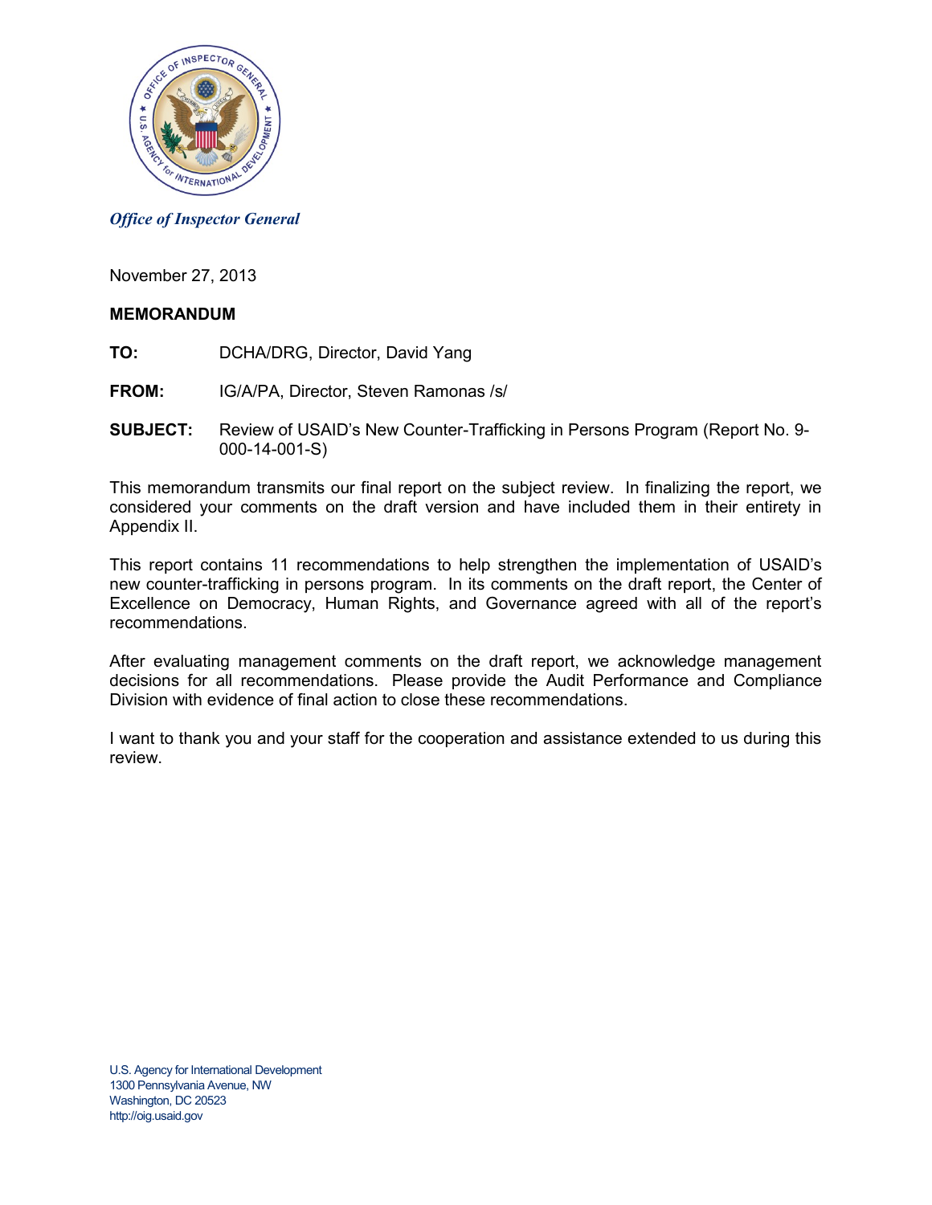*Office of Inspector General*

November 27, 2013

**MEMORANDUM**

**TO:** DCHA/DRG, Director, David Yang

**FROM:** IG/A/PA, Director, Steven Ramonas /s/

**SUBJECT:** Review of USAID's New Counter-Trafficking in Persons Program (Report No. 9-000-14-001-S)

This memorandum transmits our final report on the subject review. In finalizing the report, we considered your comments on the draft version and have included them in their entirety in Appendix II.

This report contains 11 recommendations to help strengthen the implementation of USAID's new counter-trafficking in persons program. In its comments on the draft report, the Center of Excellence on Democracy, Human Rights, and Governance agreed with all of the report's recommendations.

After evaluating management comments on the draft report, we acknowledge management decisions for all recommendations. Please provide the Audit Performance and Compliance Division with evidence of final action to close these recommendations.

I want to thank you and your staff for the cooperation and assistance extended to us during this review.

U.S. Agency for International Development
1300 Pennsylvania Avenue, NW
Washington, DC 20523
http://oig.usaid.gov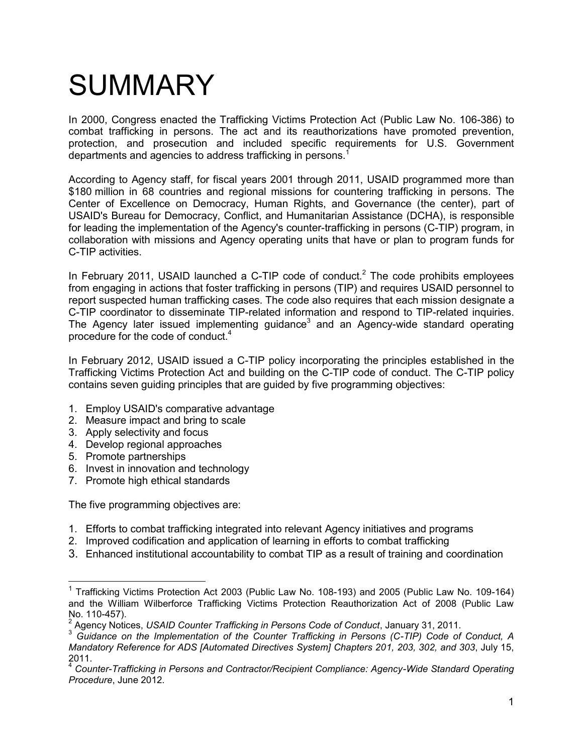# SUMMARY

In 2000, Congress enacted the Trafficking Victims Protection Act (Public Law No. 106-386) to combat trafficking in persons. The act and its reauthorizations have promoted prevention, protection, and prosecution and included specific requirements for U.S. Government departments and agencies to address trafficking in persons.[1]

According to Agency staff, for fiscal years 2001 through 2011, USAID programmed more than $180 million in 68 countries and regional missions for countering trafficking in persons. The Center of Excellence on Democracy, Human Rights, and Governance (the center), part of USAID's Bureau for Democracy, Conflict, and Humanitarian Assistance (DCHA), is responsible for leading the implementation of the Agency's counter-trafficking in persons (C-TIP) program, in collaboration with missions and Agency operating units that have or plan to program funds for C-TIP activities.

In February 2011, USAID launched a C-TIP code of conduct.[2] The code prohibits employees from engaging in actions that foster trafficking in persons (TIP) and requires USAID personnel to report suspected human trafficking cases. The code also requires that each mission designate a C-TIP coordinator to disseminate TIP-related information and respond to TIP-related inquiries. The Agency later issued implementing guidance[3] and an Agency-wide standard operating procedure for the code of conduct.[4]

In February 2012, USAID issued a C-TIP policy incorporating the principles established in the Trafficking Victims Protection Act and building on the C-TIP code of conduct. The C-TIP policy contains seven guiding principles that are guided by five programming objectives:

1. Employ USAID's comparative advantage
2. Measure impact and bring to scale
3. Apply selectivity and focus
4. Develop regional approaches
5. Promote partnerships
6. Invest in innovation and technology
7. Promote high ethical standards

The five programming objectives are:

1. Efforts to combat trafficking integrated into relevant Agency initiatives and programs
2. Improved codification and application of learning in efforts to combat trafficking
3. Enhanced institutional accountability to combat TIP as a result of training and coordination

---

[1] Trafficking Victims Protection Act 2003 (Public Law No. 108-193) and 2005 (Public Law No. 109-164) and the William Wilberforce Trafficking Victims Protection Reauthorization Act of 2008 (Public Law No. 110-457).

[2] Agency Notices, *USAID Counter Trafficking in Persons Code of Conduct*, January 31, 2011.

[3] *Guidance on the Implementation of the Counter Trafficking in Persons (C-TIP) Code of Conduct, A Mandatory Reference for ADS [Automated Directives System] Chapters 201, 203, 302, and 303*, July 15, 2011.

[4] *Counter-Trafficking in Persons and Contractor/Recipient Compliance: Agency-Wide Standard Operating Procedure*, June 2012.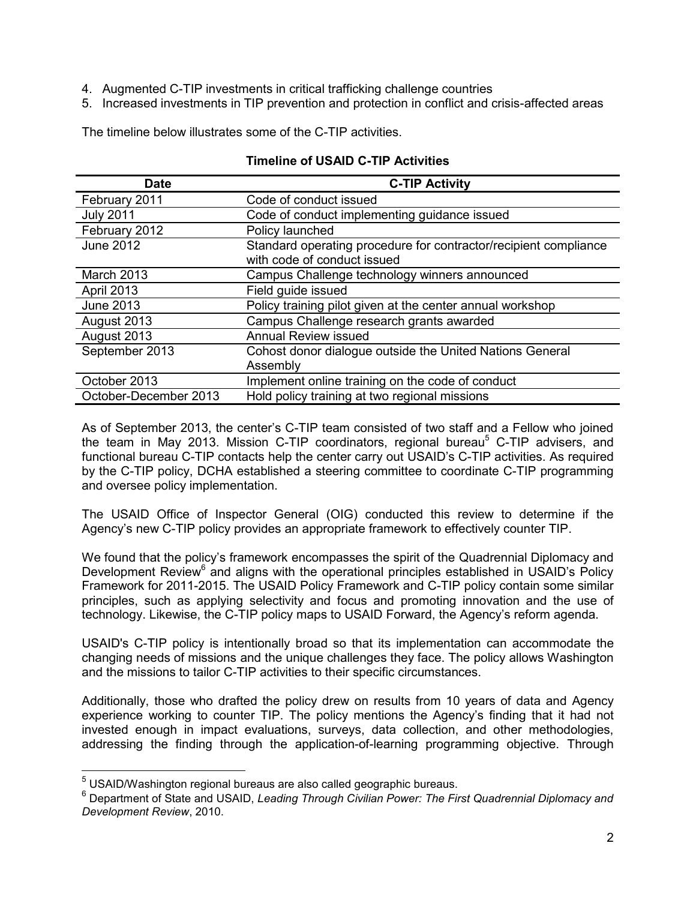4. Augmented C-TIP investments in critical trafficking challenge countries
5. Increased investments in TIP prevention and protection in conflict and crisis-affected areas

The timeline below illustrates some of the C-TIP activities.

**Timeline of USAID C-TIP Activities**

| Date | C-TIP Activity |
|---|---|
| February 2011 | Code of conduct issued |
| July 2011 | Code of conduct implementing guidance issued |
| February 2012 | Policy launched |
| June 2012 | Standard operating procedure for contractor/recipient compliance with code of conduct issued |
| March 2013 | Campus Challenge technology winners announced |
| April 2013 | Field guide issued |
| June 2013 | Policy training pilot given at the center annual workshop |
| August 2013 | Campus Challenge research grants awarded |
| August 2013 | Annual Review issued |
| September 2013 | Cohost donor dialogue outside the United Nations General Assembly |
| October 2013 | Implement online training on the code of conduct |
| October-December 2013 | Hold policy training at two regional missions |

As of September 2013, the center's C-TIP team consisted of two staff and a Fellow who joined the team in May 2013. Mission C-TIP coordinators, regional bureau[5] C-TIP advisers, and functional bureau C-TIP contacts help the center carry out USAID's C-TIP activities. As required by the C-TIP policy, DCHA established a steering committee to coordinate C-TIP programming and oversee policy implementation.

The USAID Office of Inspector General (OIG) conducted this review to determine if the Agency's new C-TIP policy provides an appropriate framework to effectively counter TIP.

We found that the policy's framework encompasses the spirit of the Quadrennial Diplomacy and Development Review[6] and aligns with the operational principles established in USAID's Policy Framework for 2011-2015. The USAID Policy Framework and C-TIP policy contain some similar principles, such as applying selectivity and focus and promoting innovation and the use of technology. Likewise, the C-TIP policy maps to USAID Forward, the Agency's reform agenda.

USAID's C-TIP policy is intentionally broad so that its implementation can accommodate the changing needs of missions and the unique challenges they face. The policy allows Washington and the missions to tailor C-TIP activities to their specific circumstances.

Additionally, those who drafted the policy drew on results from 10 years of data and Agency experience working to counter TIP. The policy mentions the Agency's finding that it had not invested enough in impact evaluations, surveys, data collection, and other methodologies, addressing the finding through the application-of-learning programming objective. Through

---

[5] USAID/Washington regional bureaus are also called geographic bureaus.

[6] Department of State and USAID, *Leading Through Civilian Power: The First Quadrennial Diplomacy and Development Review*, 2010.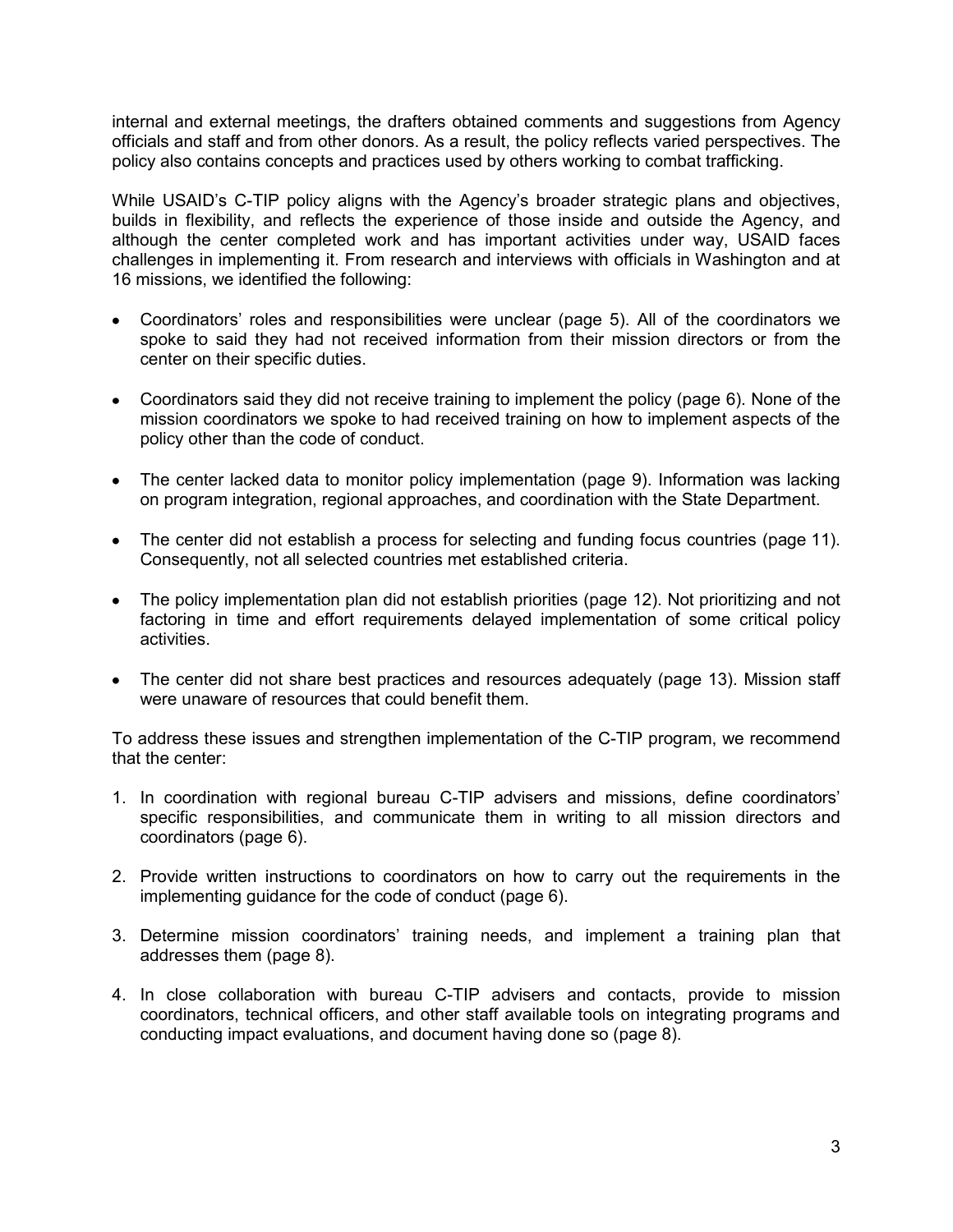internal and external meetings, the drafters obtained comments and suggestions from Agency officials and staff and from other donors. As a result, the policy reflects varied perspectives. The policy also contains concepts and practices used by others working to combat trafficking.

While USAID's C-TIP policy aligns with the Agency's broader strategic plans and objectives, builds in flexibility, and reflects the experience of those inside and outside the Agency, and although the center completed work and has important activities under way, USAID faces challenges in implementing it. From research and interviews with officials in Washington and at 16 missions, we identified the following:

- Coordinators' roles and responsibilities were unclear (page 5). All of the coordinators we spoke to said they had not received information from their mission directors or from the center on their specific duties.
- Coordinators said they did not receive training to implement the policy (page 6). None of the mission coordinators we spoke to had received training on how to implement aspects of the policy other than the code of conduct.
- The center lacked data to monitor policy implementation (page 9). Information was lacking on program integration, regional approaches, and coordination with the State Department.
- The center did not establish a process for selecting and funding focus countries (page 11). Consequently, not all selected countries met established criteria.
- The policy implementation plan did not establish priorities (page 12). Not prioritizing and not factoring in time and effort requirements delayed implementation of some critical policy activities.
- The center did not share best practices and resources adequately (page 13). Mission staff were unaware of resources that could benefit them.

To address these issues and strengthen implementation of the C-TIP program, we recommend that the center:

1. In coordination with regional bureau C-TIP advisers and missions, define coordinators' specific responsibilities, and communicate them in writing to all mission directors and coordinators (page 6).
2. Provide written instructions to coordinators on how to carry out the requirements in the implementing guidance for the code of conduct (page 6).
3. Determine mission coordinators' training needs, and implement a training plan that addresses them (page 8).
4. In close collaboration with bureau C-TIP advisers and contacts, provide to mission coordinators, technical officers, and other staff available tools on integrating programs and conducting impact evaluations, and document having done so (page 8).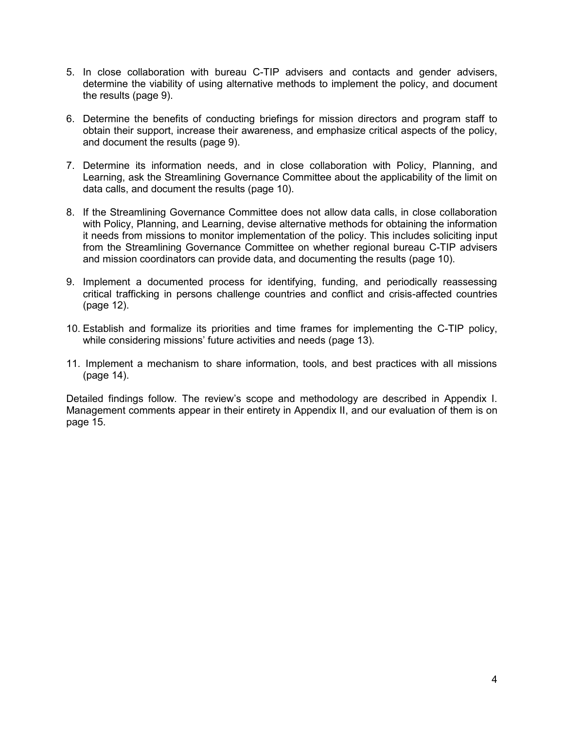5. In close collaboration with bureau C-TIP advisers and contacts and gender advisers, determine the viability of using alternative methods to implement the policy, and document the results (page 9).

6. Determine the benefits of conducting briefings for mission directors and program staff to obtain their support, increase their awareness, and emphasize critical aspects of the policy, and document the results (page 9).

7. Determine its information needs, and in close collaboration with Policy, Planning, and Learning, ask the Streamlining Governance Committee about the applicability of the limit on data calls, and document the results (page 10).

8. If the Streamlining Governance Committee does not allow data calls, in close collaboration with Policy, Planning, and Learning, devise alternative methods for obtaining the information it needs from missions to monitor implementation of the policy. This includes soliciting input from the Streamlining Governance Committee on whether regional bureau C-TIP advisers and mission coordinators can provide data, and documenting the results (page 10).

9. Implement a documented process for identifying, funding, and periodically reassessing critical trafficking in persons challenge countries and conflict and crisis-affected countries (page 12).

10. Establish and formalize its priorities and time frames for implementing the C-TIP policy, while considering missions' future activities and needs (page 13).

11. Implement a mechanism to share information, tools, and best practices with all missions (page 14).

Detailed findings follow. The review's scope and methodology are described in Appendix I. Management comments appear in their entirety in Appendix II, and our evaluation of them is on page 15.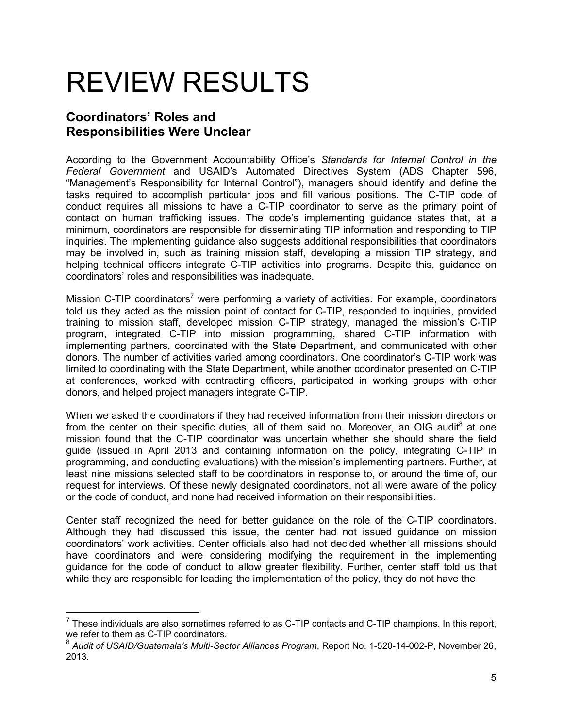# REVIEW RESULTS

## Coordinators' Roles and Responsibilities Were Unclear

According to the Government Accountability Office's *Standards for Internal Control in the Federal Government* and USAID's Automated Directives System (ADS Chapter 596, "Management's Responsibility for Internal Control"), managers should identify and define the tasks required to accomplish particular jobs and fill various positions. The C-TIP code of conduct requires all missions to have a C-TIP coordinator to serve as the primary point of contact on human trafficking issues. The code's implementing guidance states that, at a minimum, coordinators are responsible for disseminating TIP information and responding to TIP inquiries. The implementing guidance also suggests additional responsibilities that coordinators may be involved in, such as training mission staff, developing a mission TIP strategy, and helping technical officers integrate C-TIP activities into programs. Despite this, guidance on coordinators' roles and responsibilities was inadequate.

Mission C-TIP coordinators[7] were performing a variety of activities. For example, coordinators told us they acted as the mission point of contact for C-TIP, responded to inquiries, provided training to mission staff, developed mission C-TIP strategy, managed the mission's C-TIP program, integrated C-TIP into mission programming, shared C-TIP information with implementing partners, coordinated with the State Department, and communicated with other donors. The number of activities varied among coordinators. One coordinator's C-TIP work was limited to coordinating with the State Department, while another coordinator presented on C-TIP at conferences, worked with contracting officers, participated in working groups with other donors, and helped project managers integrate C-TIP.

When we asked the coordinators if they had received information from their mission directors or from the center on their specific duties, all of them said no. Moreover, an OIG audit[8] at one mission found that the C-TIP coordinator was uncertain whether she should share the field guide (issued in April 2013 and containing information on the policy, integrating C-TIP in programming, and conducting evaluations) with the mission's implementing partners. Further, at least nine missions selected staff to be coordinators in response to, or around the time of, our request for interviews. Of these newly designated coordinators, not all were aware of the policy or the code of conduct, and none had received information on their responsibilities.

Center staff recognized the need for better guidance on the role of the C-TIP coordinators. Although they had discussed this issue, the center had not issued guidance on mission coordinators' work activities. Center officials also had not decided whether all missions should have coordinators and were considering modifying the requirement in the implementing guidance for the code of conduct to allow greater flexibility. Further, center staff told us that while they are responsible for leading the implementation of the policy, they do not have the

---

[7] These individuals are also sometimes referred to as C-TIP contacts and C-TIP champions. In this report, we refer to them as C-TIP coordinators.

[8] *Audit of USAID/Guatemala's Multi-Sector Alliances Program*, Report No. 1-520-14-002-P, November 26, 2013.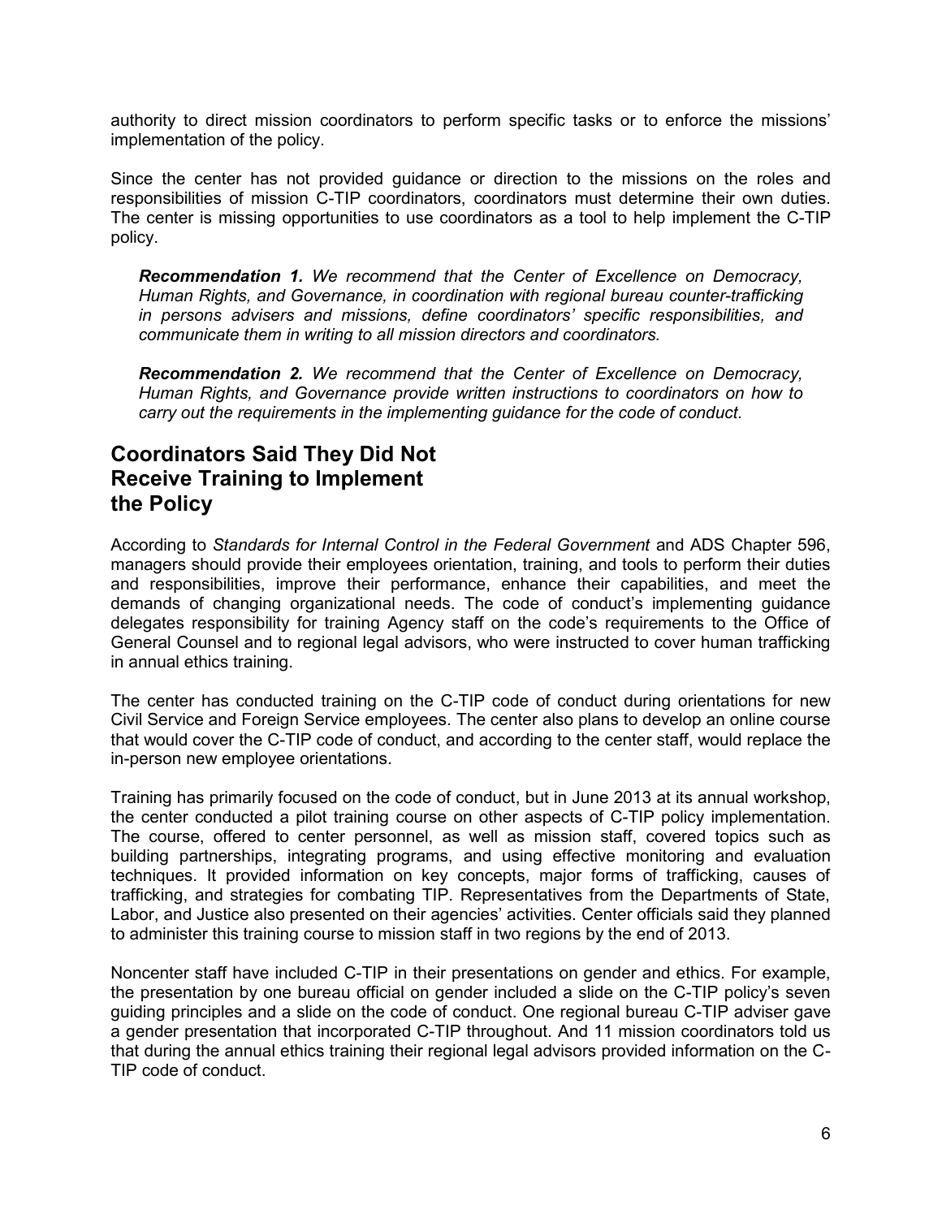authority to direct mission coordinators to perform specific tasks or to enforce the missions' implementation of the policy.

Since the center has not provided guidance or direction to the missions on the roles and responsibilities of mission C-TIP coordinators, coordinators must determine their own duties. The center is missing opportunities to use coordinators as a tool to help implement the C-TIP policy.

> ***Recommendation 1.*** *We recommend that the Center of Excellence on Democracy, Human Rights, and Governance, in coordination with regional bureau counter-trafficking in persons advisers and missions, define coordinators' specific responsibilities, and communicate them in writing to all mission directors and coordinators.*

> ***Recommendation 2.*** *We recommend that the Center of Excellence on Democracy, Human Rights, and Governance provide written instructions to coordinators on how to carry out the requirements in the implementing guidance for the code of conduct.*

## Coordinators Said They Did Not Receive Training to Implement the Policy

According to *Standards for Internal Control in the Federal Government* and ADS Chapter 596, managers should provide their employees orientation, training, and tools to perform their duties and responsibilities, improve their performance, enhance their capabilities, and meet the demands of changing organizational needs. The code of conduct's implementing guidance delegates responsibility for training Agency staff on the code's requirements to the Office of General Counsel and to regional legal advisors, who were instructed to cover human trafficking in annual ethics training.

The center has conducted training on the C-TIP code of conduct during orientations for new Civil Service and Foreign Service employees. The center also plans to develop an online course that would cover the C-TIP code of conduct, and according to the center staff, would replace the in-person new employee orientations.

Training has primarily focused on the code of conduct, but in June 2013 at its annual workshop, the center conducted a pilot training course on other aspects of C-TIP policy implementation. The course, offered to center personnel, as well as mission staff, covered topics such as building partnerships, integrating programs, and using effective monitoring and evaluation techniques. It provided information on key concepts, major forms of trafficking, causes of trafficking, and strategies for combating TIP. Representatives from the Departments of State, Labor, and Justice also presented on their agencies' activities. Center officials said they planned to administer this training course to mission staff in two regions by the end of 2013.

Noncenter staff have included C-TIP in their presentations on gender and ethics. For example, the presentation by one bureau official on gender included a slide on the C-TIP policy's seven guiding principles and a slide on the code of conduct. One regional bureau C-TIP adviser gave a gender presentation that incorporated C-TIP throughout. And 11 mission coordinators told us that during the annual ethics training their regional legal advisors provided information on the C-TIP code of conduct.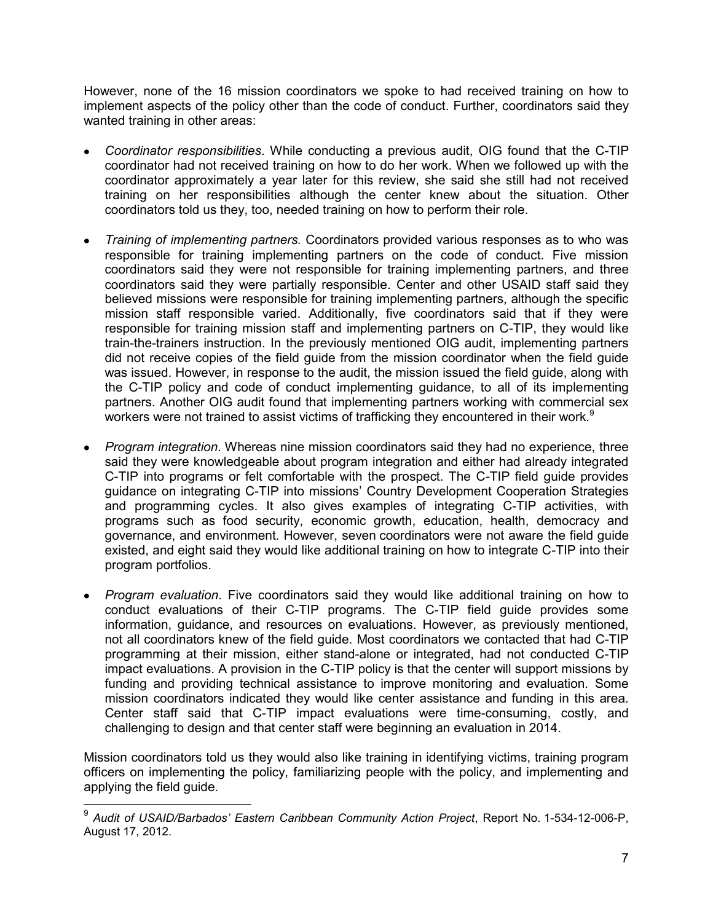However, none of the 16 mission coordinators we spoke to had received training on how to implement aspects of the policy other than the code of conduct. Further, coordinators said they wanted training in other areas:

- *Coordinator responsibilities*. While conducting a previous audit, OIG found that the C-TIP coordinator had not received training on how to do her work. When we followed up with the coordinator approximately a year later for this review, she said she still had not received training on her responsibilities although the center knew about the situation. Other coordinators told us they, too, needed training on how to perform their role.

- *Training of implementing partners.* Coordinators provided various responses as to who was responsible for training implementing partners on the code of conduct. Five mission coordinators said they were not responsible for training implementing partners, and three coordinators said they were partially responsible. Center and other USAID staff said they believed missions were responsible for training implementing partners, although the specific mission staff responsible varied. Additionally, five coordinators said that if they were responsible for training mission staff and implementing partners on C-TIP, they would like train-the-trainers instruction. In the previously mentioned OIG audit, implementing partners did not receive copies of the field guide from the mission coordinator when the field guide was issued. However, in response to the audit, the mission issued the field guide, along with the C-TIP policy and code of conduct implementing guidance, to all of its implementing partners. Another OIG audit found that implementing partners working with commercial sex workers were not trained to assist victims of trafficking they encountered in their work.[9]

- *Program integration*. Whereas nine mission coordinators said they had no experience, three said they were knowledgeable about program integration and either had already integrated C-TIP into programs or felt comfortable with the prospect. The C-TIP field guide provides guidance on integrating C-TIP into missions' Country Development Cooperation Strategies and programming cycles. It also gives examples of integrating C-TIP activities, with programs such as food security, economic growth, education, health, democracy and governance, and environment. However, seven coordinators were not aware the field guide existed, and eight said they would like additional training on how to integrate C-TIP into their program portfolios.

- *Program evaluation*. Five coordinators said they would like additional training on how to conduct evaluations of their C-TIP programs. The C-TIP field guide provides some information, guidance, and resources on evaluations. However, as previously mentioned, not all coordinators knew of the field guide. Most coordinators we contacted that had C-TIP programming at their mission, either stand-alone or integrated, had not conducted C-TIP impact evaluations. A provision in the C-TIP policy is that the center will support missions by funding and providing technical assistance to improve monitoring and evaluation. Some mission coordinators indicated they would like center assistance and funding in this area. Center staff said that C-TIP impact evaluations were time-consuming, costly, and challenging to design and that center staff were beginning an evaluation in 2014.

Mission coordinators told us they would also like training in identifying victims, training program officers on implementing the policy, familiarizing people with the policy, and implementing and applying the field guide.

---

[9] *Audit of USAID/Barbados' Eastern Caribbean Community Action Project*, Report No. 1-534-12-006-P, August 17, 2012.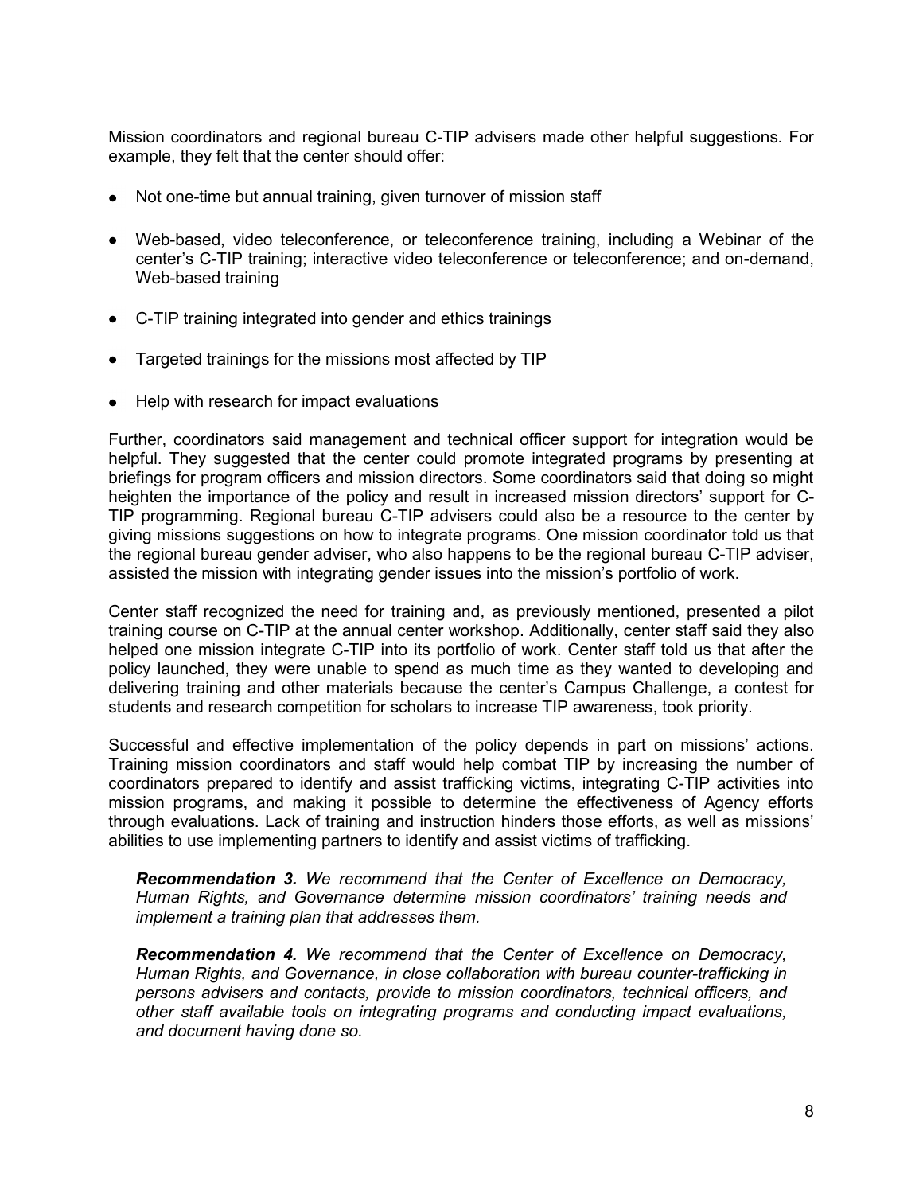Mission coordinators and regional bureau C-TIP advisers made other helpful suggestions. For example, they felt that the center should offer:

- Not one-time but annual training, given turnover of mission staff
- Web-based, video teleconference, or teleconference training, including a Webinar of the center's C-TIP training; interactive video teleconference or teleconference; and on-demand, Web-based training
- C-TIP training integrated into gender and ethics trainings
- Targeted trainings for the missions most affected by TIP
- Help with research for impact evaluations

Further, coordinators said management and technical officer support for integration would be helpful. They suggested that the center could promote integrated programs by presenting at briefings for program officers and mission directors. Some coordinators said that doing so might heighten the importance of the policy and result in increased mission directors' support for C-TIP programming. Regional bureau C-TIP advisers could also be a resource to the center by giving missions suggestions on how to integrate programs. One mission coordinator told us that the regional bureau gender adviser, who also happens to be the regional bureau C-TIP adviser, assisted the mission with integrating gender issues into the mission's portfolio of work.

Center staff recognized the need for training and, as previously mentioned, presented a pilot training course on C-TIP at the annual center workshop. Additionally, center staff said they also helped one mission integrate C-TIP into its portfolio of work. Center staff told us that after the policy launched, they were unable to spend as much time as they wanted to developing and delivering training and other materials because the center's Campus Challenge, a contest for students and research competition for scholars to increase TIP awareness, took priority.

Successful and effective implementation of the policy depends in part on missions' actions. Training mission coordinators and staff would help combat TIP by increasing the number of coordinators prepared to identify and assist trafficking victims, integrating C-TIP activities into mission programs, and making it possible to determine the effectiveness of Agency efforts through evaluations. Lack of training and instruction hinders those efforts, as well as missions' abilities to use implementing partners to identify and assist victims of trafficking.

> ***Recommendation 3.*** *We recommend that the Center of Excellence on Democracy, Human Rights, and Governance determine mission coordinators' training needs and implement a training plan that addresses them.*
>
> ***Recommendation 4.*** *We recommend that the Center of Excellence on Democracy, Human Rights, and Governance, in close collaboration with bureau counter-trafficking in persons advisers and contacts, provide to mission coordinators, technical officers, and other staff available tools on integrating programs and conducting impact evaluations, and document having done so.*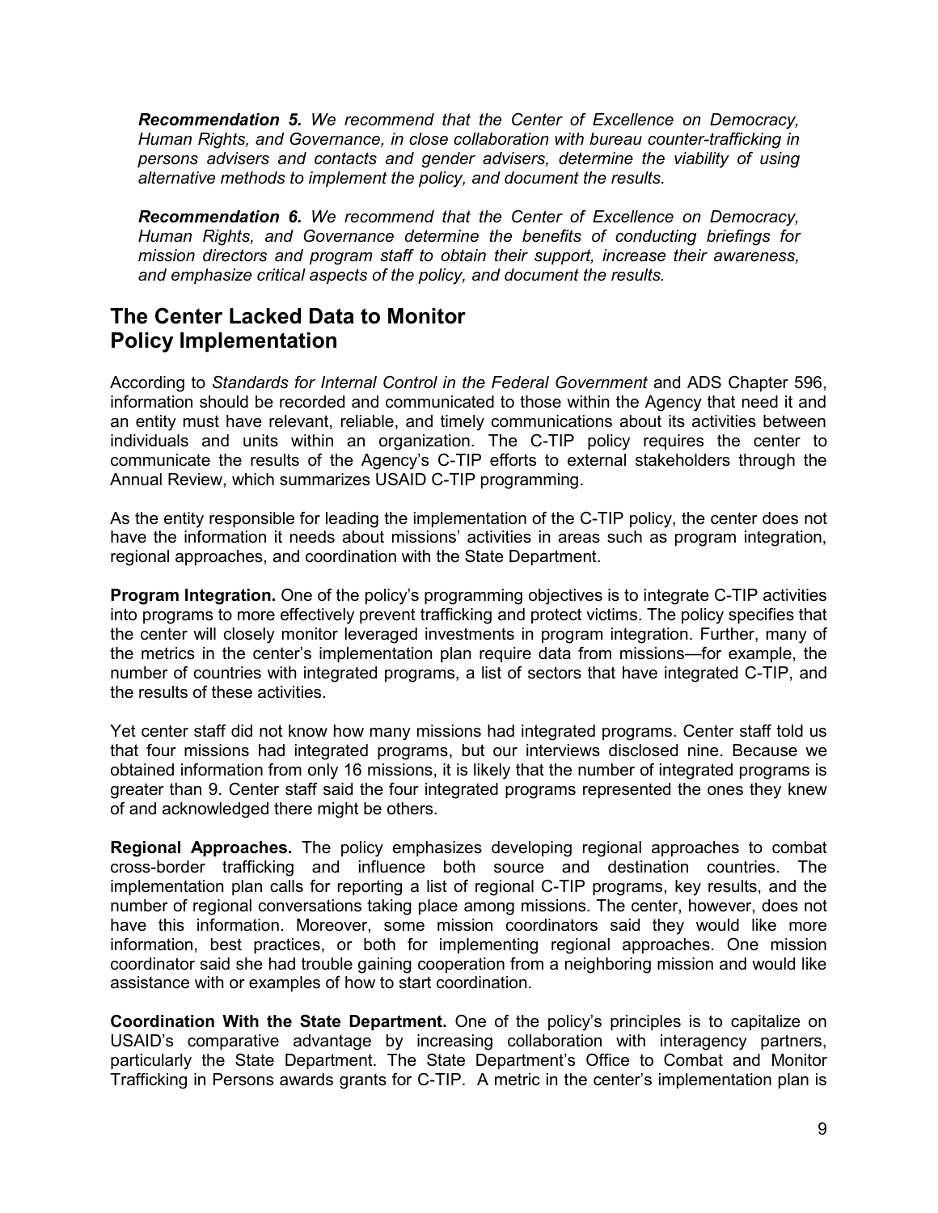***Recommendation 5.*** *We recommend that the Center of Excellence on Democracy, Human Rights, and Governance, in close collaboration with bureau counter-trafficking in persons advisers and contacts and gender advisers, determine the viability of using alternative methods to implement the policy, and document the results.*

***Recommendation 6.*** *We recommend that the Center of Excellence on Democracy, Human Rights, and Governance determine the benefits of conducting briefings for mission directors and program staff to obtain their support, increase their awareness, and emphasize critical aspects of the policy, and document the results.*

## The Center Lacked Data to Monitor Policy Implementation

According to *Standards for Internal Control in the Federal Government* and ADS Chapter 596, information should be recorded and communicated to those within the Agency that need it and an entity must have relevant, reliable, and timely communications about its activities between individuals and units within an organization. The C-TIP policy requires the center to communicate the results of the Agency's C-TIP efforts to external stakeholders through the Annual Review, which summarizes USAID C-TIP programming.

As the entity responsible for leading the implementation of the C-TIP policy, the center does not have the information it needs about missions' activities in areas such as program integration, regional approaches, and coordination with the State Department.

**Program Integration.** One of the policy's programming objectives is to integrate C-TIP activities into programs to more effectively prevent trafficking and protect victims. The policy specifies that the center will closely monitor leveraged investments in program integration. Further, many of the metrics in the center's implementation plan require data from missions—for example, the number of countries with integrated programs, a list of sectors that have integrated C-TIP, and the results of these activities.

Yet center staff did not know how many missions had integrated programs. Center staff told us that four missions had integrated programs, but our interviews disclosed nine. Because we obtained information from only 16 missions, it is likely that the number of integrated programs is greater than 9. Center staff said the four integrated programs represented the ones they knew of and acknowledged there might be others.

**Regional Approaches.** The policy emphasizes developing regional approaches to combat cross-border trafficking and influence both source and destination countries. The implementation plan calls for reporting a list of regional C-TIP programs, key results, and the number of regional conversations taking place among missions. The center, however, does not have this information. Moreover, some mission coordinators said they would like more information, best practices, or both for implementing regional approaches. One mission coordinator said she had trouble gaining cooperation from a neighboring mission and would like assistance with or examples of how to start coordination.

**Coordination With the State Department.** One of the policy's principles is to capitalize on USAID's comparative advantage by increasing collaboration with interagency partners, particularly the State Department. The State Department's Office to Combat and Monitor Trafficking in Persons awards grants for C-TIP. A metric in the center's implementation plan is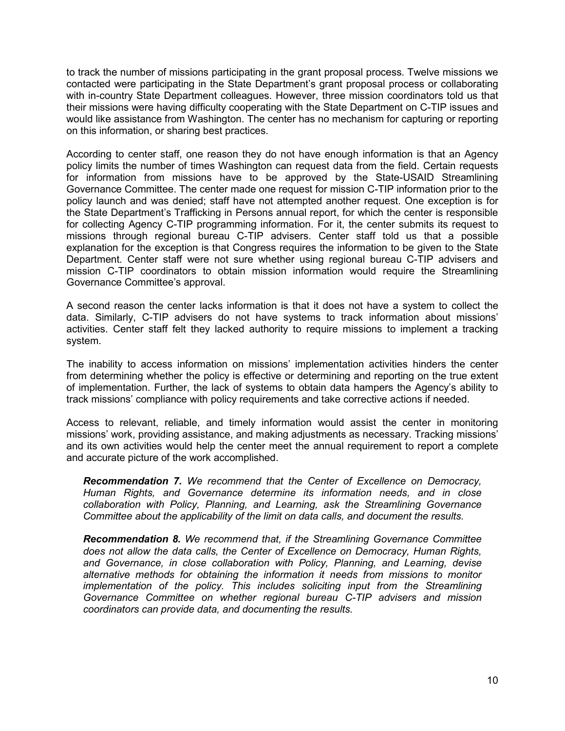to track the number of missions participating in the grant proposal process. Twelve missions we contacted were participating in the State Department's grant proposal process or collaborating with in-country State Department colleagues. However, three mission coordinators told us that their missions were having difficulty cooperating with the State Department on C-TIP issues and would like assistance from Washington. The center has no mechanism for capturing or reporting on this information, or sharing best practices.

According to center staff, one reason they do not have enough information is that an Agency policy limits the number of times Washington can request data from the field. Certain requests for information from missions have to be approved by the State-USAID Streamlining Governance Committee. The center made one request for mission C-TIP information prior to the policy launch and was denied; staff have not attempted another request. One exception is for the State Department's Trafficking in Persons annual report, for which the center is responsible for collecting Agency C-TIP programming information. For it, the center submits its request to missions through regional bureau C-TIP advisers. Center staff told us that a possible explanation for the exception is that Congress requires the information to be given to the State Department. Center staff were not sure whether using regional bureau C-TIP advisers and mission C-TIP coordinators to obtain mission information would require the Streamlining Governance Committee's approval.

A second reason the center lacks information is that it does not have a system to collect the data. Similarly, C-TIP advisers do not have systems to track information about missions' activities. Center staff felt they lacked authority to require missions to implement a tracking system.

The inability to access information on missions' implementation activities hinders the center from determining whether the policy is effective or determining and reporting on the true extent of implementation. Further, the lack of systems to obtain data hampers the Agency's ability to track missions' compliance with policy requirements and take corrective actions if needed.

Access to relevant, reliable, and timely information would assist the center in monitoring missions' work, providing assistance, and making adjustments as necessary. Tracking missions' and its own activities would help the center meet the annual requirement to report a complete and accurate picture of the work accomplished.

> ***Recommendation 7.*** *We recommend that the Center of Excellence on Democracy, Human Rights, and Governance determine its information needs, and in close collaboration with Policy, Planning, and Learning, ask the Streamlining Governance Committee about the applicability of the limit on data calls, and document the results.*

> ***Recommendation 8.*** *We recommend that, if the Streamlining Governance Committee does not allow the data calls, the Center of Excellence on Democracy, Human Rights, and Governance, in close collaboration with Policy, Planning, and Learning, devise alternative methods for obtaining the information it needs from missions to monitor implementation of the policy. This includes soliciting input from the Streamlining Governance Committee on whether regional bureau C-TIP advisers and mission coordinators can provide data, and documenting the results.*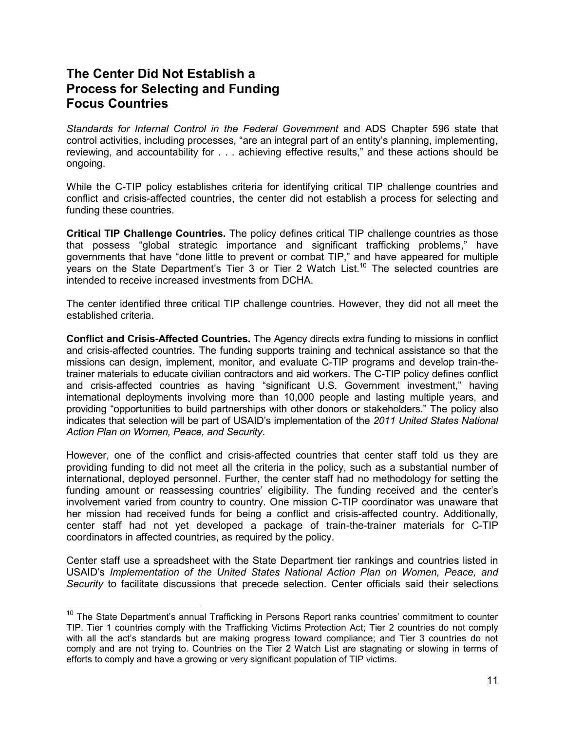## The Center Did Not Establish a Process for Selecting and Funding Focus Countries

*Standards for Internal Control in the Federal Government* and ADS Chapter 596 state that control activities, including processes, "are an integral part of an entity's planning, implementing, reviewing, and accountability for . . . achieving effective results," and these actions should be ongoing.

While the C-TIP policy establishes criteria for identifying critical TIP challenge countries and conflict and crisis-affected countries, the center did not establish a process for selecting and funding these countries.

**Critical TIP Challenge Countries.** The policy defines critical TIP challenge countries as those that possess "global strategic importance and significant trafficking problems," have governments that have "done little to prevent or combat TIP," and have appeared for multiple years on the State Department's Tier 3 or Tier 2 Watch List.[10] The selected countries are intended to receive increased investments from DCHA.

The center identified three critical TIP challenge countries. However, they did not all meet the established criteria.

**Conflict and Crisis-Affected Countries.** The Agency directs extra funding to missions in conflict and crisis-affected countries. The funding supports training and technical assistance so that the missions can design, implement, monitor, and evaluate C-TIP programs and develop train-the-trainer materials to educate civilian contractors and aid workers. The C-TIP policy defines conflict and crisis-affected countries as having "significant U.S. Government investment," having international deployments involving more than 10,000 people and lasting multiple years, and providing "opportunities to build partnerships with other donors or stakeholders." The policy also indicates that selection will be part of USAID's implementation of the *2011 United States National Action Plan on Women, Peace, and Security*.

However, one of the conflict and crisis-affected countries that center staff told us they are providing funding to did not meet all the criteria in the policy, such as a substantial number of international, deployed personnel. Further, the center staff had no methodology for setting the funding amount or reassessing countries' eligibility. The funding received and the center's involvement varied from country to country. One mission C-TIP coordinator was unaware that her mission had received funds for being a conflict and crisis-affected country. Additionally, center staff had not yet developed a package of train-the-trainer materials for C-TIP coordinators in affected countries, as required by the policy.

Center staff use a spreadsheet with the State Department tier rankings and countries listed in USAID's *Implementation of the United States National Action Plan on Women, Peace, and Security* to facilitate discussions that precede selection. Center officials said their selections

---

[10] The State Department's annual Trafficking in Persons Report ranks countries' commitment to counter TIP. Tier 1 countries comply with the Trafficking Victims Protection Act; Tier 2 countries do not comply with all the act's standards but are making progress toward compliance; and Tier 3 countries do not comply and are not trying to. Countries on the Tier 2 Watch List are stagnating or slowing in terms of efforts to comply and have a growing or very significant population of TIP victims.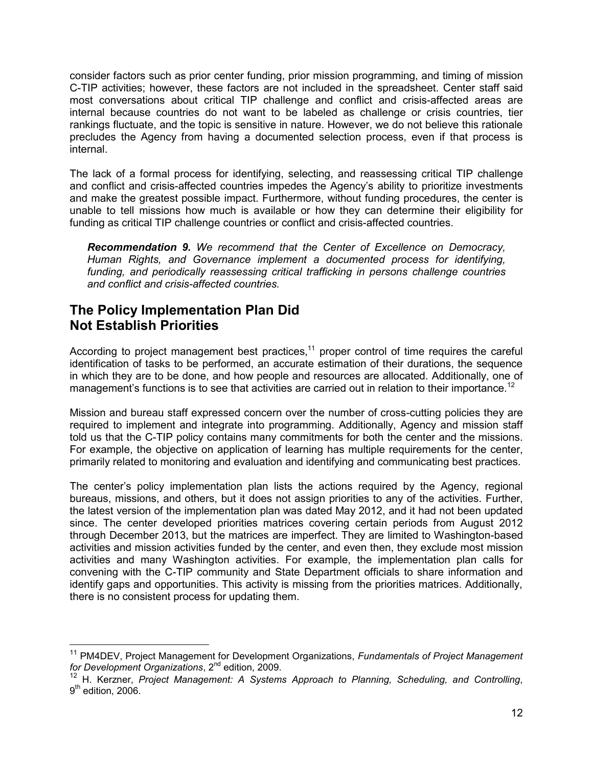consider factors such as prior center funding, prior mission programming, and timing of mission C-TIP activities; however, these factors are not included in the spreadsheet. Center staff said most conversations about critical TIP challenge and conflict and crisis-affected areas are internal because countries do not want to be labeled as challenge or crisis countries, tier rankings fluctuate, and the topic is sensitive in nature. However, we do not believe this rationale precludes the Agency from having a documented selection process, even if that process is internal.

The lack of a formal process for identifying, selecting, and reassessing critical TIP challenge and conflict and crisis-affected countries impedes the Agency's ability to prioritize investments and make the greatest possible impact. Furthermore, without funding procedures, the center is unable to tell missions how much is available or how they can determine their eligibility for funding as critical TIP challenge countries or conflict and crisis-affected countries.

> ***Recommendation 9.*** *We recommend that the Center of Excellence on Democracy, Human Rights, and Governance implement a documented process for identifying, funding, and periodically reassessing critical trafficking in persons challenge countries and conflict and crisis-affected countries.*

## The Policy Implementation Plan Did Not Establish Priorities

According to project management best practices,[11] proper control of time requires the careful identification of tasks to be performed, an accurate estimation of their durations, the sequence in which they are to be done, and how people and resources are allocated. Additionally, one of management's functions is to see that activities are carried out in relation to their importance.[12]

Mission and bureau staff expressed concern over the number of cross-cutting policies they are required to implement and integrate into programming. Additionally, Agency and mission staff told us that the C-TIP policy contains many commitments for both the center and the missions. For example, the objective on application of learning has multiple requirements for the center, primarily related to monitoring and evaluation and identifying and communicating best practices.

The center's policy implementation plan lists the actions required by the Agency, regional bureaus, missions, and others, but it does not assign priorities to any of the activities. Further, the latest version of the implementation plan was dated May 2012, and it had not been updated since. The center developed priorities matrices covering certain periods from August 2012 through December 2013, but the matrices are imperfect. They are limited to Washington-based activities and mission activities funded by the center, and even then, they exclude most mission activities and many Washington activities. For example, the implementation plan calls for convening with the C-TIP community and State Department officials to share information and identify gaps and opportunities. This activity is missing from the priorities matrices. Additionally, there is no consistent process for updating them.

---

[11] PM4DEV, Project Management for Development Organizations, *Fundamentals of Project Management for Development Organizations*, 2nd edition, 2009.

[12] H. Kerzner, *Project Management: A Systems Approach to Planning, Scheduling, and Controlling*, 9th edition, 2006.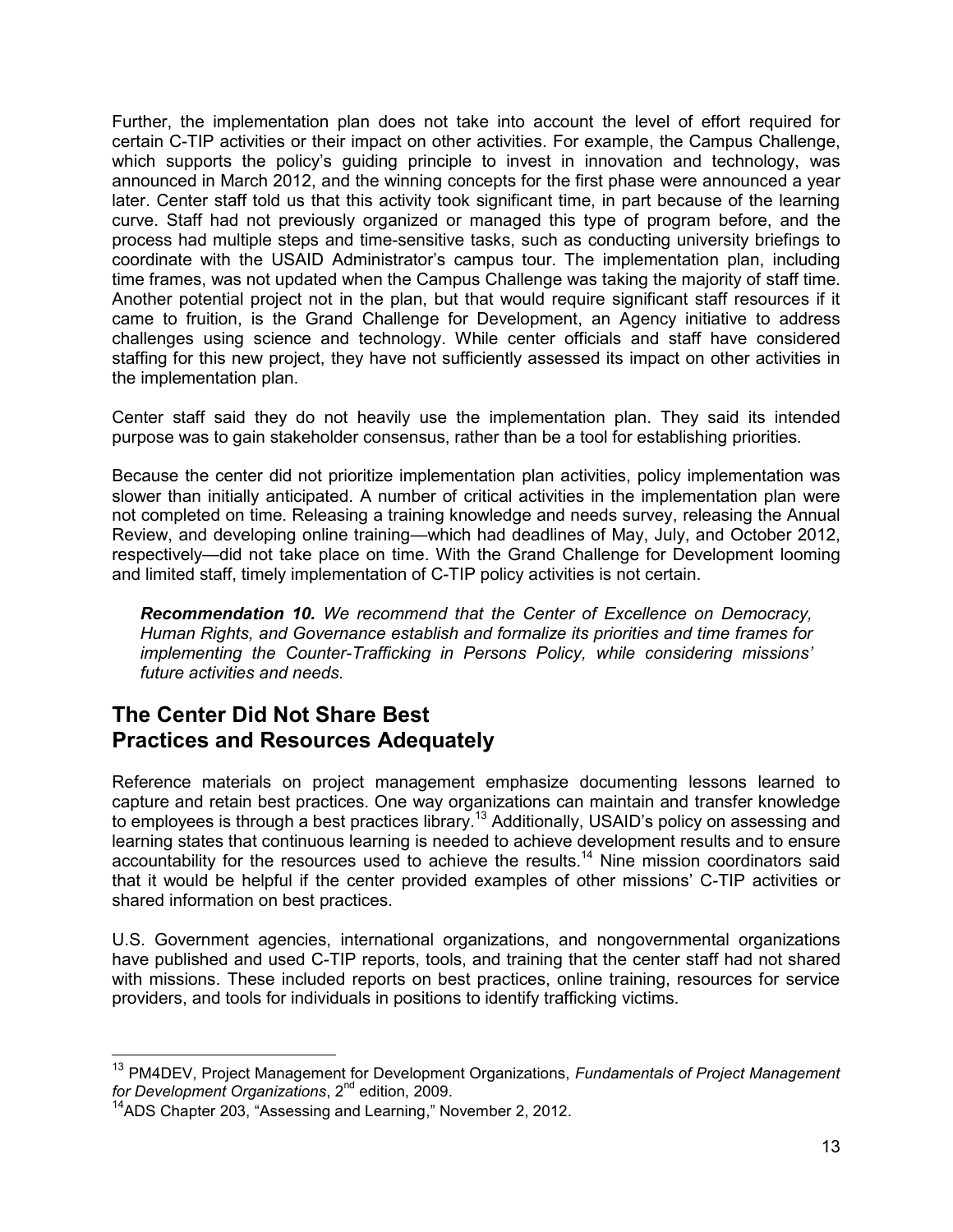Further, the implementation plan does not take into account the level of effort required for certain C-TIP activities or their impact on other activities. For example, the Campus Challenge, which supports the policy's guiding principle to invest in innovation and technology, was announced in March 2012, and the winning concepts for the first phase were announced a year later. Center staff told us that this activity took significant time, in part because of the learning curve. Staff had not previously organized or managed this type of program before, and the process had multiple steps and time-sensitive tasks, such as conducting university briefings to coordinate with the USAID Administrator's campus tour. The implementation plan, including time frames, was not updated when the Campus Challenge was taking the majority of staff time. Another potential project not in the plan, but that would require significant staff resources if it came to fruition, is the Grand Challenge for Development, an Agency initiative to address challenges using science and technology. While center officials and staff have considered staffing for this new project, they have not sufficiently assessed its impact on other activities in the implementation plan.

Center staff said they do not heavily use the implementation plan. They said its intended purpose was to gain stakeholder consensus, rather than be a tool for establishing priorities.

Because the center did not prioritize implementation plan activities, policy implementation was slower than initially anticipated. A number of critical activities in the implementation plan were not completed on time. Releasing a training knowledge and needs survey, releasing the Annual Review, and developing online training—which had deadlines of May, July, and October 2012, respectively—did not take place on time. With the Grand Challenge for Development looming and limited staff, timely implementation of C-TIP policy activities is not certain.

> ***Recommendation 10.*** *We recommend that the Center of Excellence on Democracy, Human Rights, and Governance establish and formalize its priorities and time frames for implementing the Counter-Trafficking in Persons Policy, while considering missions' future activities and needs.*

## The Center Did Not Share Best Practices and Resources Adequately

Reference materials on project management emphasize documenting lessons learned to capture and retain best practices. One way organizations can maintain and transfer knowledge to employees is through a best practices library.[13] Additionally, USAID's policy on assessing and learning states that continuous learning is needed to achieve development results and to ensure accountability for the resources used to achieve the results.[14] Nine mission coordinators said that it would be helpful if the center provided examples of other missions' C-TIP activities or shared information on best practices.

U.S. Government agencies, international organizations, and nongovernmental organizations have published and used C-TIP reports, tools, and training that the center staff had not shared with missions. These included reports on best practices, online training, resources for service providers, and tools for individuals in positions to identify trafficking victims.

---

[13] PM4DEV, Project Management for Development Organizations, *Fundamentals of Project Management for Development Organizations*, 2[nd] edition, 2009.

[14] ADS Chapter 203, "Assessing and Learning," November 2, 2012.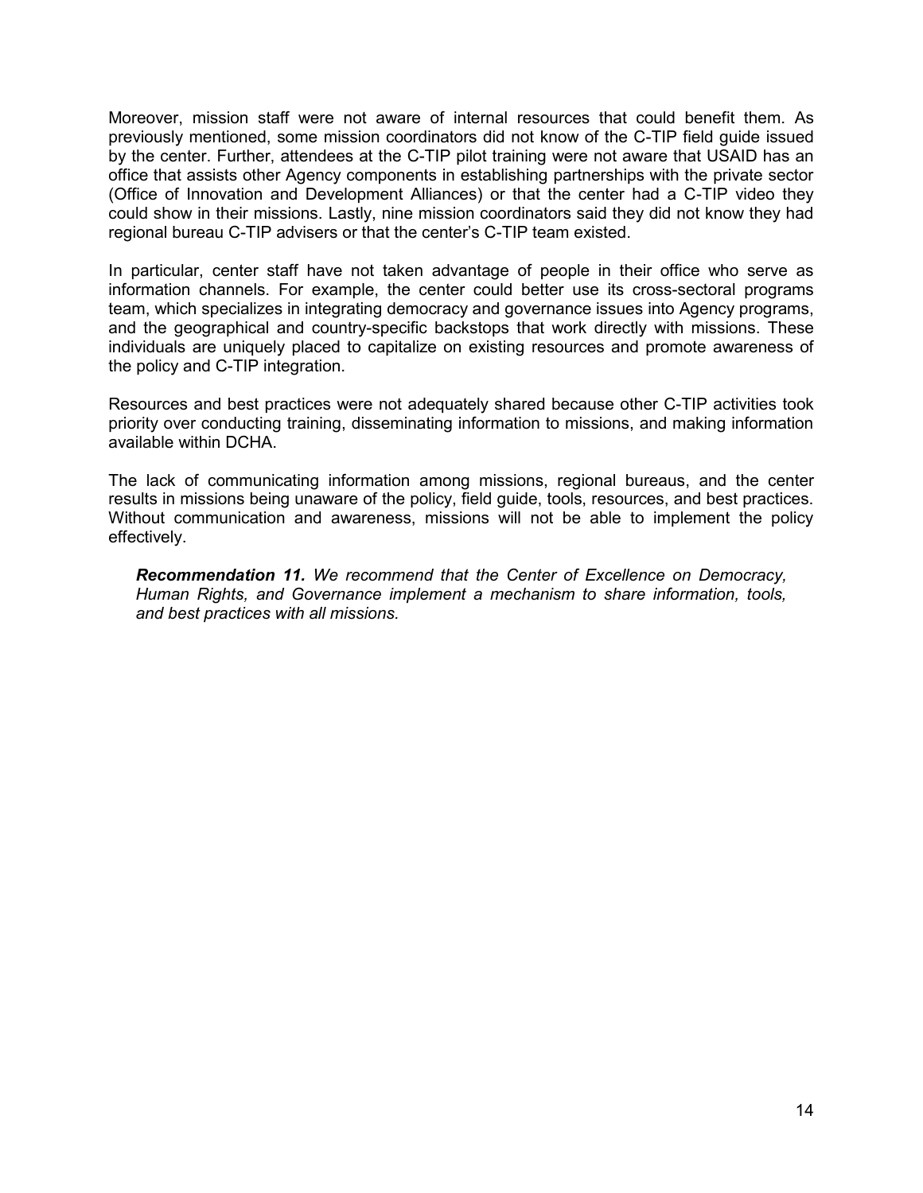Moreover, mission staff were not aware of internal resources that could benefit them. As previously mentioned, some mission coordinators did not know of the C-TIP field guide issued by the center. Further, attendees at the C-TIP pilot training were not aware that USAID has an office that assists other Agency components in establishing partnerships with the private sector (Office of Innovation and Development Alliances) or that the center had a C-TIP video they could show in their missions. Lastly, nine mission coordinators said they did not know they had regional bureau C-TIP advisers or that the center's C-TIP team existed.

In particular, center staff have not taken advantage of people in their office who serve as information channels. For example, the center could better use its cross-sectoral programs team, which specializes in integrating democracy and governance issues into Agency programs, and the geographical and country-specific backstops that work directly with missions. These individuals are uniquely placed to capitalize on existing resources and promote awareness of the policy and C-TIP integration.

Resources and best practices were not adequately shared because other C-TIP activities took priority over conducting training, disseminating information to missions, and making information available within DCHA.

The lack of communicating information among missions, regional bureaus, and the center results in missions being unaware of the policy, field guide, tools, resources, and best practices. Without communication and awareness, missions will not be able to implement the policy effectively.

> ***Recommendation 11.*** *We recommend that the Center of Excellence on Democracy, Human Rights, and Governance implement a mechanism to share information, tools, and best practices with all missions.*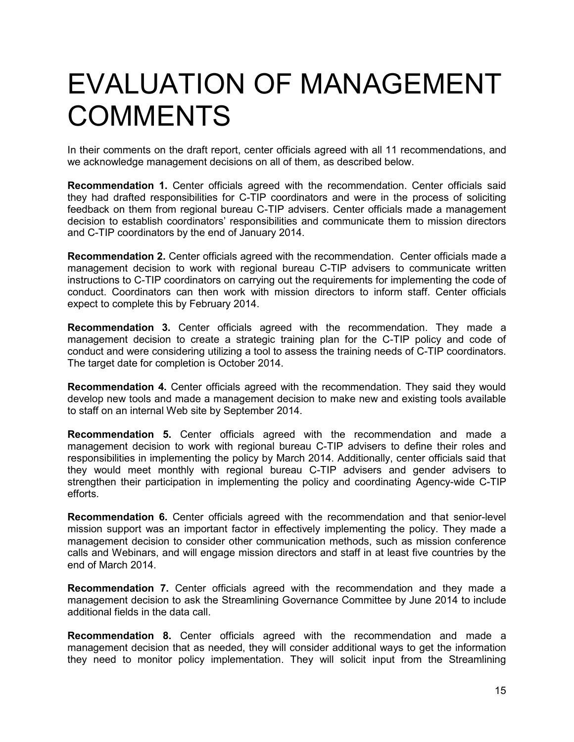# EVALUATION OF MANAGEMENT COMMENTS

In their comments on the draft report, center officials agreed with all 11 recommendations, and we acknowledge management decisions on all of them, as described below.

**Recommendation 1.** Center officials agreed with the recommendation. Center officials said they had drafted responsibilities for C-TIP coordinators and were in the process of soliciting feedback on them from regional bureau C-TIP advisers. Center officials made a management decision to establish coordinators' responsibilities and communicate them to mission directors and C-TIP coordinators by the end of January 2014.

**Recommendation 2.** Center officials agreed with the recommendation. Center officials made a management decision to work with regional bureau C-TIP advisers to communicate written instructions to C-TIP coordinators on carrying out the requirements for implementing the code of conduct. Coordinators can then work with mission directors to inform staff. Center officials expect to complete this by February 2014.

**Recommendation 3.** Center officials agreed with the recommendation. They made a management decision to create a strategic training plan for the C-TIP policy and code of conduct and were considering utilizing a tool to assess the training needs of C-TIP coordinators. The target date for completion is October 2014.

**Recommendation 4.** Center officials agreed with the recommendation. They said they would develop new tools and made a management decision to make new and existing tools available to staff on an internal Web site by September 2014.

**Recommendation 5.** Center officials agreed with the recommendation and made a management decision to work with regional bureau C-TIP advisers to define their roles and responsibilities in implementing the policy by March 2014. Additionally, center officials said that they would meet monthly with regional bureau C-TIP advisers and gender advisers to strengthen their participation in implementing the policy and coordinating Agency-wide C-TIP efforts.

**Recommendation 6.** Center officials agreed with the recommendation and that senior-level mission support was an important factor in effectively implementing the policy. They made a management decision to consider other communication methods, such as mission conference calls and Webinars, and will engage mission directors and staff in at least five countries by the end of March 2014.

**Recommendation 7.** Center officials agreed with the recommendation and they made a management decision to ask the Streamlining Governance Committee by June 2014 to include additional fields in the data call.

**Recommendation 8.** Center officials agreed with the recommendation and made a management decision that as needed, they will consider additional ways to get the information they need to monitor policy implementation. They will solicit input from the Streamlining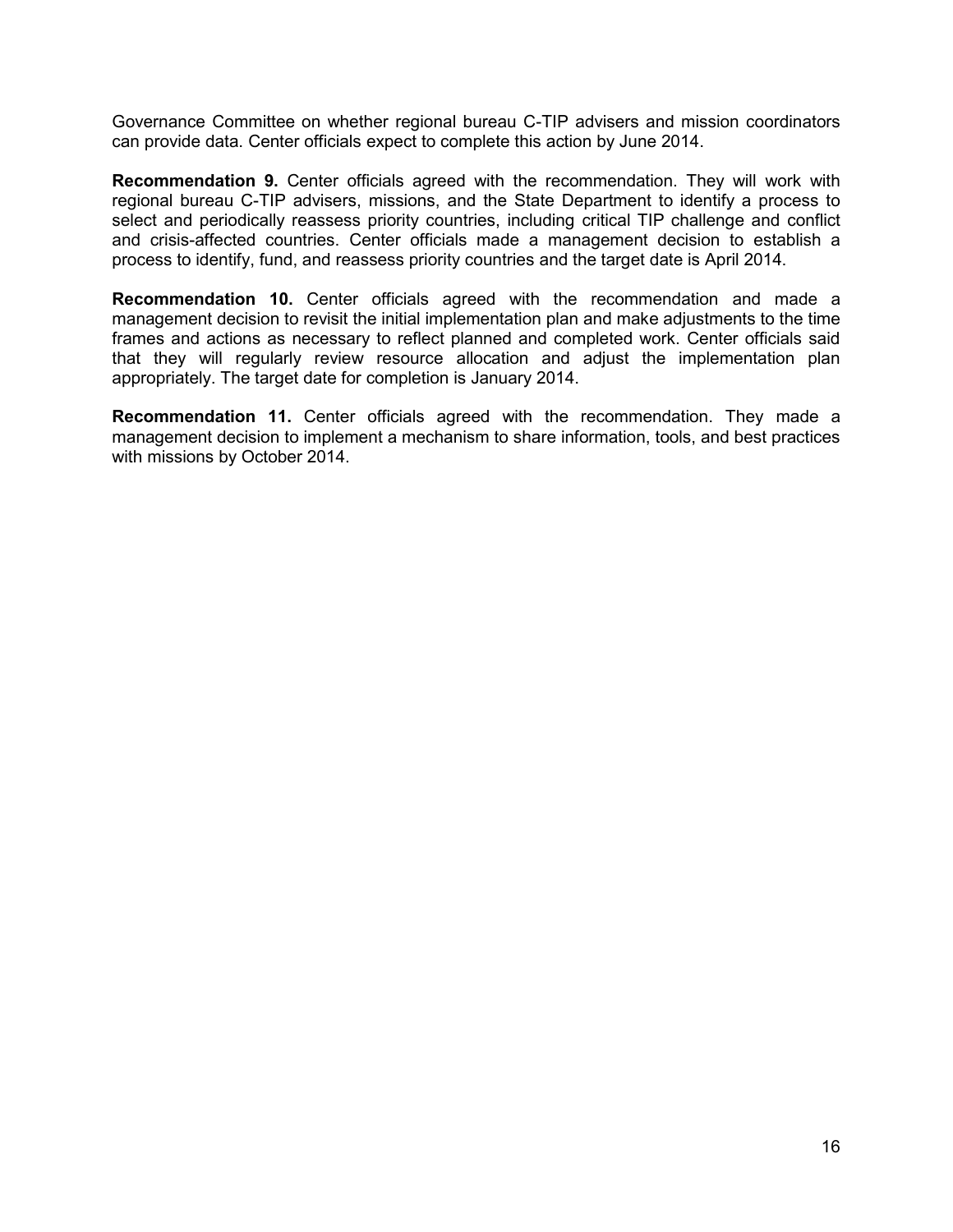Governance Committee on whether regional bureau C-TIP advisers and mission coordinators can provide data. Center officials expect to complete this action by June 2014.

**Recommendation 9.** Center officials agreed with the recommendation. They will work with regional bureau C-TIP advisers, missions, and the State Department to identify a process to select and periodically reassess priority countries, including critical TIP challenge and conflict and crisis-affected countries. Center officials made a management decision to establish a process to identify, fund, and reassess priority countries and the target date is April 2014.

**Recommendation 10.** Center officials agreed with the recommendation and made a management decision to revisit the initial implementation plan and make adjustments to the time frames and actions as necessary to reflect planned and completed work. Center officials said that they will regularly review resource allocation and adjust the implementation plan appropriately. The target date for completion is January 2014.

**Recommendation 11.** Center officials agreed with the recommendation. They made a management decision to implement a mechanism to share information, tools, and best practices with missions by October 2014.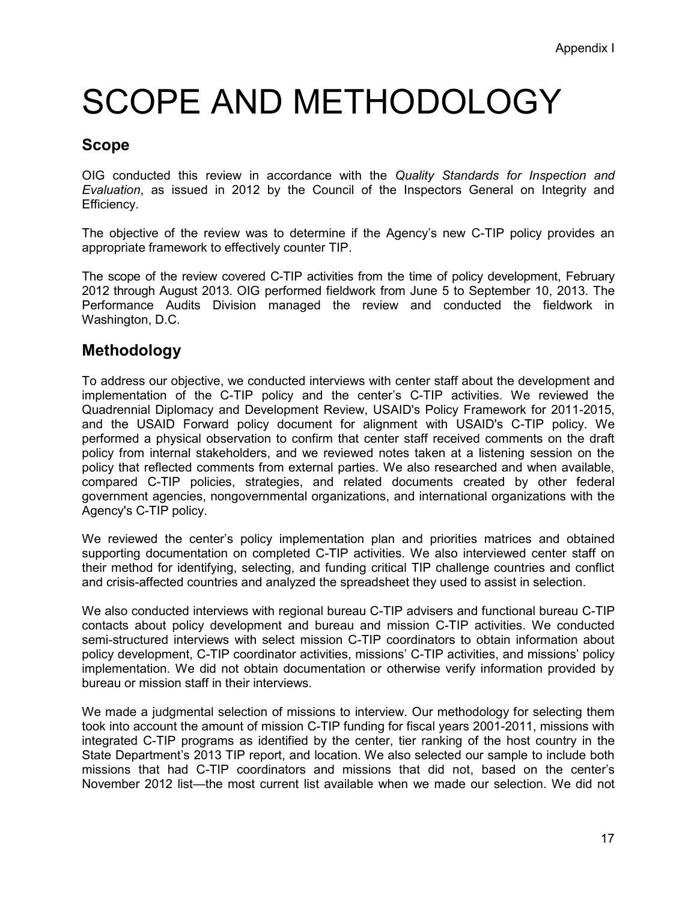# SCOPE AND METHODOLOGY

## Scope

OIG conducted this review in accordance with the *Quality Standards for Inspection and Evaluation*, as issued in 2012 by the Council of the Inspectors General on Integrity and Efficiency.

The objective of the review was to determine if the Agency's new C-TIP policy provides an appropriate framework to effectively counter TIP.

The scope of the review covered C-TIP activities from the time of policy development, February 2012 through August 2013. OIG performed fieldwork from June 5 to September 10, 2013. The Performance Audits Division managed the review and conducted the fieldwork in Washington, D.C.

## Methodology

To address our objective, we conducted interviews with center staff about the development and implementation of the C-TIP policy and the center's C-TIP activities. We reviewed the Quadrennial Diplomacy and Development Review, USAID's Policy Framework for 2011-2015, and the USAID Forward policy document for alignment with USAID's C-TIP policy. We performed a physical observation to confirm that center staff received comments on the draft policy from internal stakeholders, and we reviewed notes taken at a listening session on the policy that reflected comments from external parties. We also researched and when available, compared C-TIP policies, strategies, and related documents created by other federal government agencies, nongovernmental organizations, and international organizations with the Agency's C-TIP policy.

We reviewed the center's policy implementation plan and priorities matrices and obtained supporting documentation on completed C-TIP activities. We also interviewed center staff on their method for identifying, selecting, and funding critical TIP challenge countries and conflict and crisis-affected countries and analyzed the spreadsheet they used to assist in selection.

We also conducted interviews with regional bureau C-TIP advisers and functional bureau C-TIP contacts about policy development and bureau and mission C-TIP activities. We conducted semi-structured interviews with select mission C-TIP coordinators to obtain information about policy development, C-TIP coordinator activities, missions' C-TIP activities, and missions' policy implementation. We did not obtain documentation or otherwise verify information provided by bureau or mission staff in their interviews.

We made a judgmental selection of missions to interview. Our methodology for selecting them took into account the amount of mission C-TIP funding for fiscal years 2001-2011, missions with integrated C-TIP programs as identified by the center, tier ranking of the host country in the State Department's 2013 TIP report, and location. We also selected our sample to include both missions that had C-TIP coordinators and missions that did not, based on the center's November 2012 list—the most current list available when we made our selection. We did not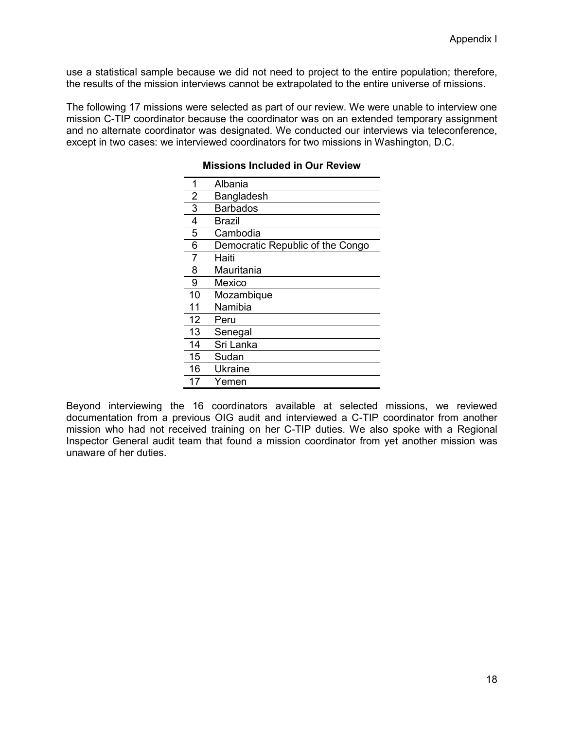use a statistical sample because we did not need to project to the entire population; therefore, the results of the mission interviews cannot be extrapolated to the entire universe of missions.

The following 17 missions were selected as part of our review. We were unable to interview one mission C-TIP coordinator because the coordinator was on an extended temporary assignment and no alternate coordinator was designated. We conducted our interviews via teleconference, except in two cases: we interviewed coordinators for two missions in Washington, D.C.

**Missions Included in Our Review**

| | |
|---|---|
| 1 | Albania |
| 2 | Bangladesh |
| 3 | Barbados |
| 4 | Brazil |
| 5 | Cambodia |
| 6 | Democratic Republic of the Congo |
| 7 | Haiti |
| 8 | Mauritania |
| 9 | Mexico |
| 10 | Mozambique |
| 11 | Namibia |
| 12 | Peru |
| 13 | Senegal |
| 14 | Sri Lanka |
| 15 | Sudan |
| 16 | Ukraine |
| 17 | Yemen |

Beyond interviewing the 16 coordinators available at selected missions, we reviewed documentation from a previous OIG audit and interviewed a C-TIP coordinator from another mission who had not received training on her C-TIP duties. We also spoke with a Regional Inspector General audit team that found a mission coordinator from yet another mission was unaware of her duties.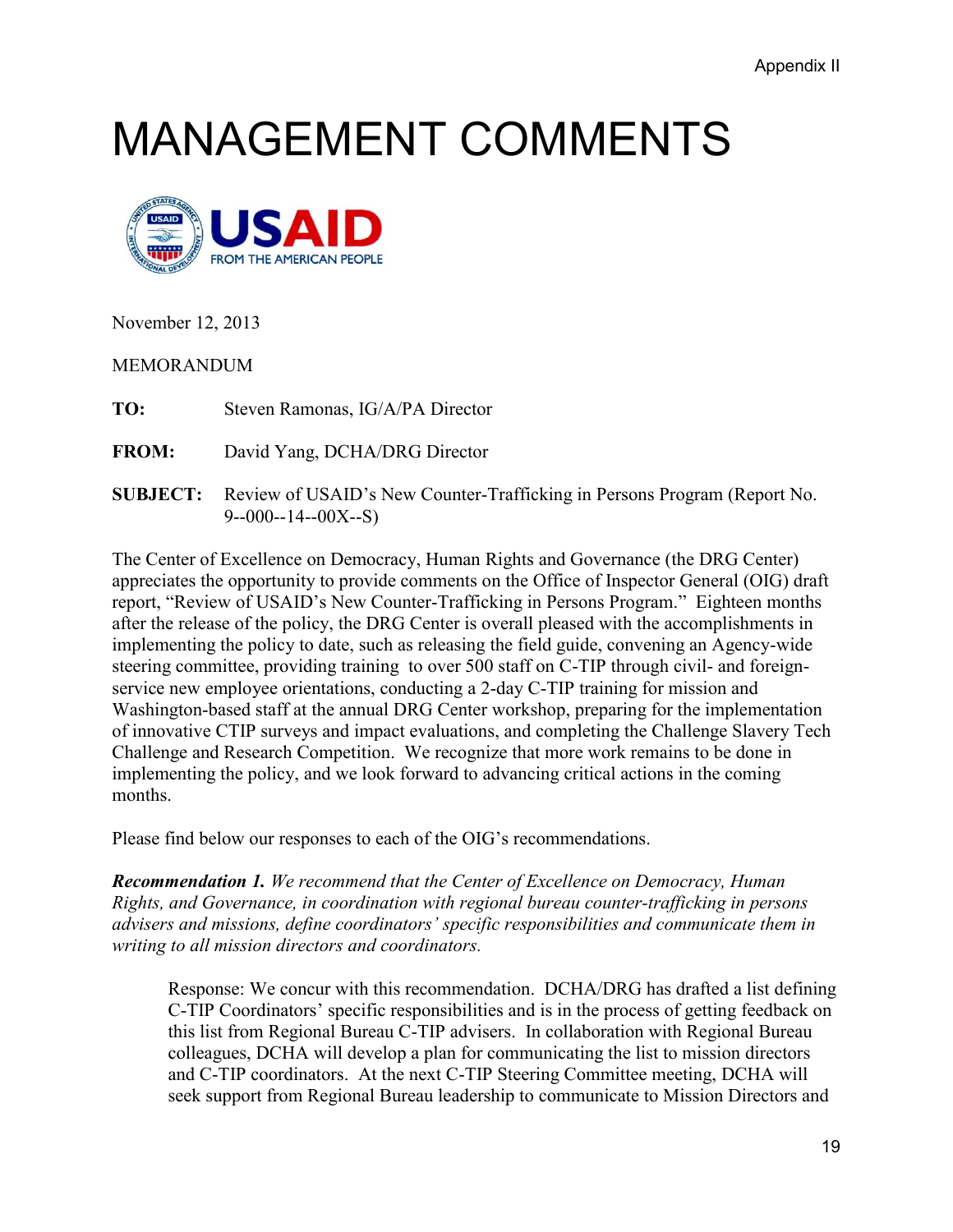Appendix II

# MANAGEMENT COMMENTS

November 12, 2013

MEMORANDUM

**TO:** Steven Ramonas, IG/A/PA Director

**FROM:** David Yang, DCHA/DRG Director

**SUBJECT:** Review of USAID's New Counter-Trafficking in Persons Program (Report No. 9--000--14--00X--S)

The Center of Excellence on Democracy, Human Rights and Governance (the DRG Center) appreciates the opportunity to provide comments on the Office of Inspector General (OIG) draft report, "Review of USAID's New Counter-Trafficking in Persons Program." Eighteen months after the release of the policy, the DRG Center is overall pleased with the accomplishments in implementing the policy to date, such as releasing the field guide, convening an Agency-wide steering committee, providing training to over 500 staff on C-TIP through civil- and foreign-service new employee orientations, conducting a 2-day C-TIP training for mission and Washington-based staff at the annual DRG Center workshop, preparing for the implementation of innovative CTIP surveys and impact evaluations, and completing the Challenge Slavery Tech Challenge and Research Competition. We recognize that more work remains to be done in implementing the policy, and we look forward to advancing critical actions in the coming months.

Please find below our responses to each of the OIG's recommendations.

***Recommendation 1.*** *We recommend that the Center of Excellence on Democracy, Human Rights, and Governance, in coordination with regional bureau counter-trafficking in persons advisers and missions, define coordinators' specific responsibilities and communicate them in writing to all mission directors and coordinators.*

> Response: We concur with this recommendation. DCHA/DRG has drafted a list defining C-TIP Coordinators' specific responsibilities and is in the process of getting feedback on this list from Regional Bureau C-TIP advisers. In collaboration with Regional Bureau colleagues, DCHA will develop a plan for communicating the list to mission directors and C-TIP coordinators. At the next C-TIP Steering Committee meeting, DCHA will seek support from Regional Bureau leadership to communicate to Mission Directors and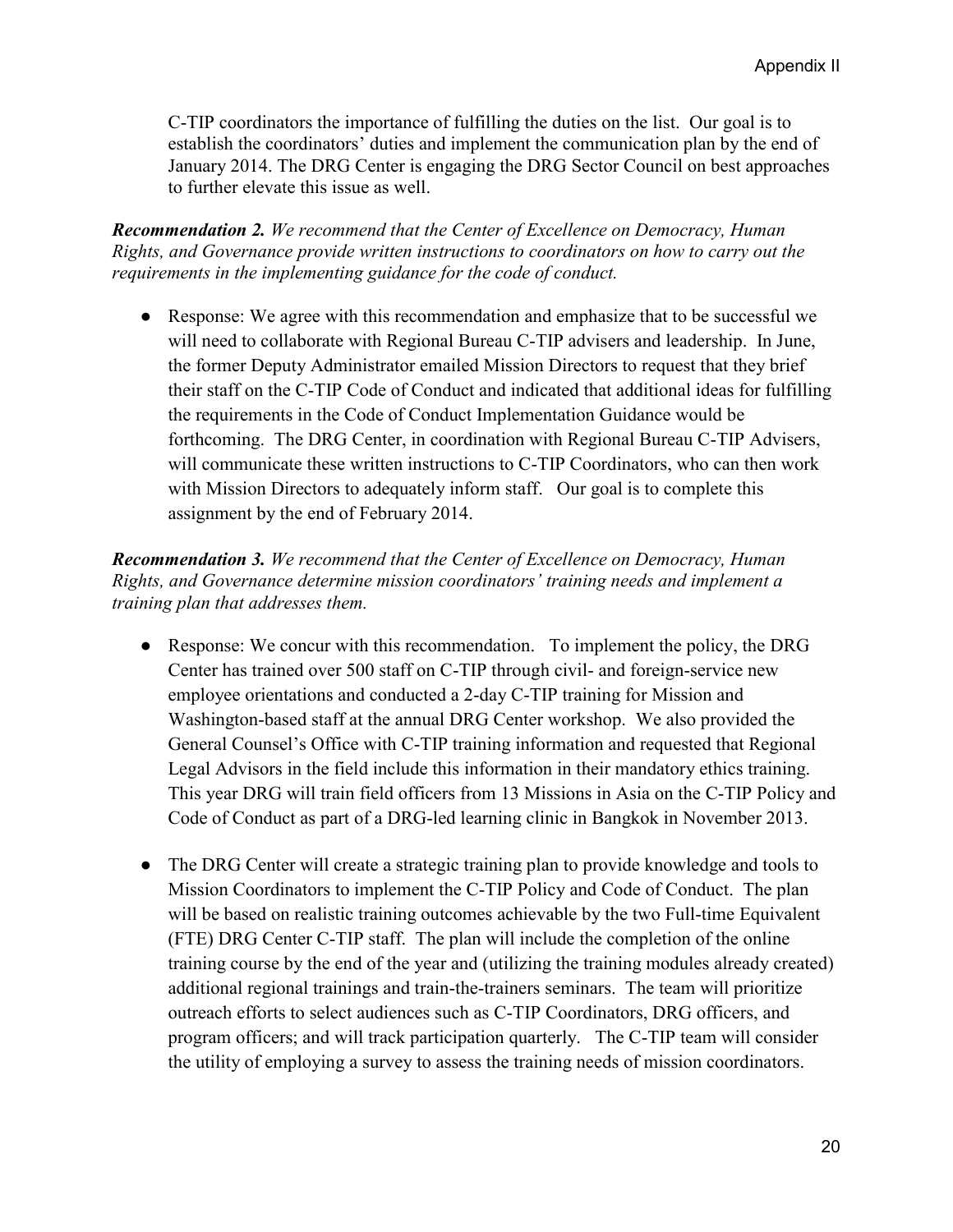C-TIP coordinators the importance of fulfilling the duties on the list. Our goal is to establish the coordinators' duties and implement the communication plan by the end of January 2014. The DRG Center is engaging the DRG Sector Council on best approaches to further elevate this issue as well.

***Recommendation 2.*** *We recommend that the Center of Excellence on Democracy, Human Rights, and Governance provide written instructions to coordinators on how to carry out the requirements in the implementing guidance for the code of conduct.*

- Response: We agree with this recommendation and emphasize that to be successful we will need to collaborate with Regional Bureau C-TIP advisers and leadership. In June, the former Deputy Administrator emailed Mission Directors to request that they brief their staff on the C-TIP Code of Conduct and indicated that additional ideas for fulfilling the requirements in the Code of Conduct Implementation Guidance would be forthcoming. The DRG Center, in coordination with Regional Bureau C-TIP Advisers, will communicate these written instructions to C-TIP Coordinators, who can then work with Mission Directors to adequately inform staff. Our goal is to complete this assignment by the end of February 2014.

***Recommendation 3.*** *We recommend that the Center of Excellence on Democracy, Human Rights, and Governance determine mission coordinators' training needs and implement a training plan that addresses them.*

- Response: We concur with this recommendation. To implement the policy, the DRG Center has trained over 500 staff on C-TIP through civil- and foreign-service new employee orientations and conducted a 2-day C-TIP training for Mission and Washington-based staff at the annual DRG Center workshop. We also provided the General Counsel's Office with C-TIP training information and requested that Regional Legal Advisors in the field include this information in their mandatory ethics training. This year DRG will train field officers from 13 Missions in Asia on the C-TIP Policy and Code of Conduct as part of a DRG-led learning clinic in Bangkok in November 2013.

- The DRG Center will create a strategic training plan to provide knowledge and tools to Mission Coordinators to implement the C-TIP Policy and Code of Conduct. The plan will be based on realistic training outcomes achievable by the two Full-time Equivalent (FTE) DRG Center C-TIP staff. The plan will include the completion of the online training course by the end of the year and (utilizing the training modules already created) additional regional trainings and train-the-trainers seminars. The team will prioritize outreach efforts to select audiences such as C-TIP Coordinators, DRG officers, and program officers; and will track participation quarterly. The C-TIP team will consider the utility of employing a survey to assess the training needs of mission coordinators.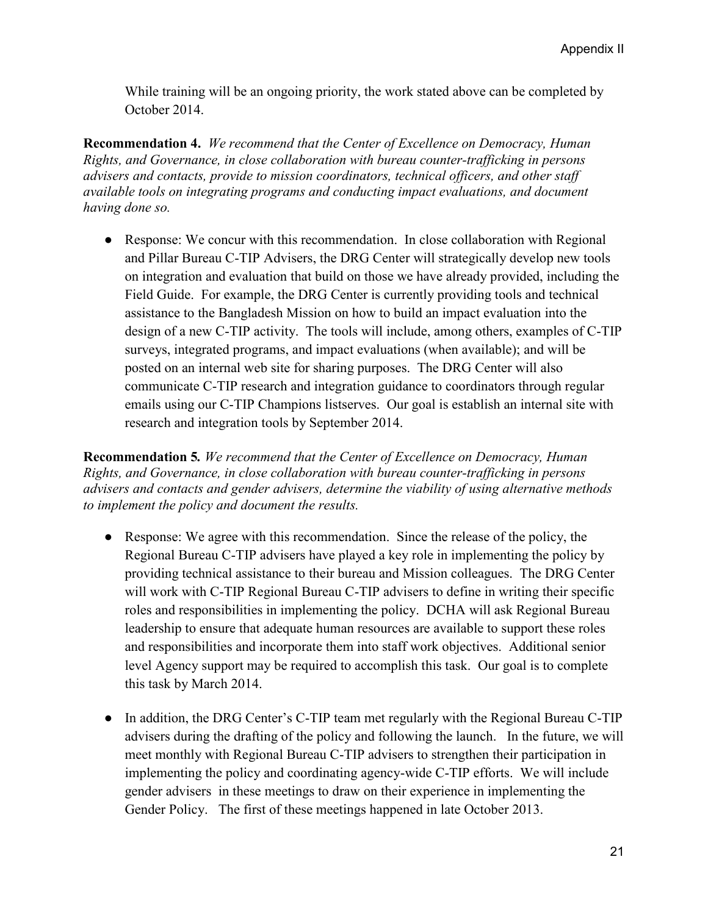While training will be an ongoing priority, the work stated above can be completed by October 2014.

**Recommendation 4.** *We recommend that the Center of Excellence on Democracy, Human Rights, and Governance, in close collaboration with bureau counter-trafficking in persons advisers and contacts, provide to mission coordinators, technical officers, and other staff available tools on integrating programs and conducting impact evaluations, and document having done so.*

- Response: We concur with this recommendation. In close collaboration with Regional and Pillar Bureau C-TIP Advisers, the DRG Center will strategically develop new tools on integration and evaluation that build on those we have already provided, including the Field Guide. For example, the DRG Center is currently providing tools and technical assistance to the Bangladesh Mission on how to build an impact evaluation into the design of a new C-TIP activity. The tools will include, among others, examples of C-TIP surveys, integrated programs, and impact evaluations (when available); and will be posted on an internal web site for sharing purposes. The DRG Center will also communicate C-TIP research and integration guidance to coordinators through regular emails using our C-TIP Champions listserves. Our goal is establish an internal site with research and integration tools by September 2014.

**Recommendation 5.** *We recommend that the Center of Excellence on Democracy, Human Rights, and Governance, in close collaboration with bureau counter-trafficking in persons advisers and contacts and gender advisers, determine the viability of using alternative methods to implement the policy and document the results.*

- Response: We agree with this recommendation. Since the release of the policy, the Regional Bureau C-TIP advisers have played a key role in implementing the policy by providing technical assistance to their bureau and Mission colleagues. The DRG Center will work with C-TIP Regional Bureau C-TIP advisers to define in writing their specific roles and responsibilities in implementing the policy. DCHA will ask Regional Bureau leadership to ensure that adequate human resources are available to support these roles and responsibilities and incorporate them into staff work objectives. Additional senior level Agency support may be required to accomplish this task. Our goal is to complete this task by March 2014.

- In addition, the DRG Center's C-TIP team met regularly with the Regional Bureau C-TIP advisers during the drafting of the policy and following the launch. In the future, we will meet monthly with Regional Bureau C-TIP advisers to strengthen their participation in implementing the policy and coordinating agency-wide C-TIP efforts. We will include gender advisers in these meetings to draw on their experience in implementing the Gender Policy. The first of these meetings happened in late October 2013.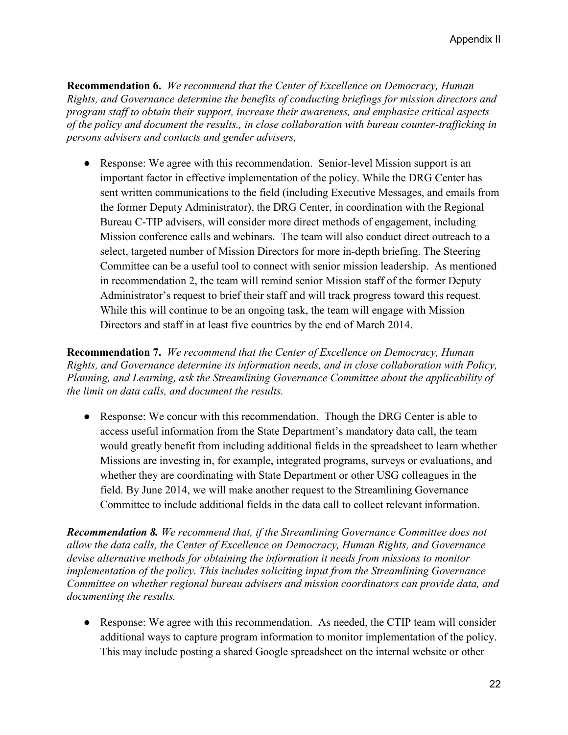**Recommendation 6.** *We recommend that the Center of Excellence on Democracy, Human Rights, and Governance determine the benefits of conducting briefings for mission directors and program staff to obtain their support, increase their awareness, and emphasize critical aspects of the policy and document the results., in close collaboration with bureau counter-trafficking in persons advisers and contacts and gender advisers,*

- Response: We agree with this recommendation. Senior-level Mission support is an important factor in effective implementation of the policy. While the DRG Center has sent written communications to the field (including Executive Messages, and emails from the former Deputy Administrator), the DRG Center, in coordination with the Regional Bureau C-TIP advisers, will consider more direct methods of engagement, including Mission conference calls and webinars. The team will also conduct direct outreach to a select, targeted number of Mission Directors for more in-depth briefing. The Steering Committee can be a useful tool to connect with senior mission leadership. As mentioned in recommendation 2, the team will remind senior Mission staff of the former Deputy Administrator's request to brief their staff and will track progress toward this request. While this will continue to be an ongoing task, the team will engage with Mission Directors and staff in at least five countries by the end of March 2014.

**Recommendation 7.** *We recommend that the Center of Excellence on Democracy, Human Rights, and Governance determine its information needs, and in close collaboration with Policy, Planning, and Learning, ask the Streamlining Governance Committee about the applicability of the limit on data calls, and document the results.*

- Response: We concur with this recommendation. Though the DRG Center is able to access useful information from the State Department's mandatory data call, the team would greatly benefit from including additional fields in the spreadsheet to learn whether Missions are investing in, for example, integrated programs, surveys or evaluations, and whether they are coordinating with State Department or other USG colleagues in the field. By June 2014, we will make another request to the Streamlining Governance Committee to include additional fields in the data call to collect relevant information.

***Recommendation 8.*** *We recommend that, if the Streamlining Governance Committee does not allow the data calls, the Center of Excellence on Democracy, Human Rights, and Governance devise alternative methods for obtaining the information it needs from missions to monitor implementation of the policy. This includes soliciting input from the Streamlining Governance Committee on whether regional bureau advisers and mission coordinators can provide data, and documenting the results.*

- Response: We agree with this recommendation. As needed, the CTIP team will consider additional ways to capture program information to monitor implementation of the policy. This may include posting a shared Google spreadsheet on the internal website or other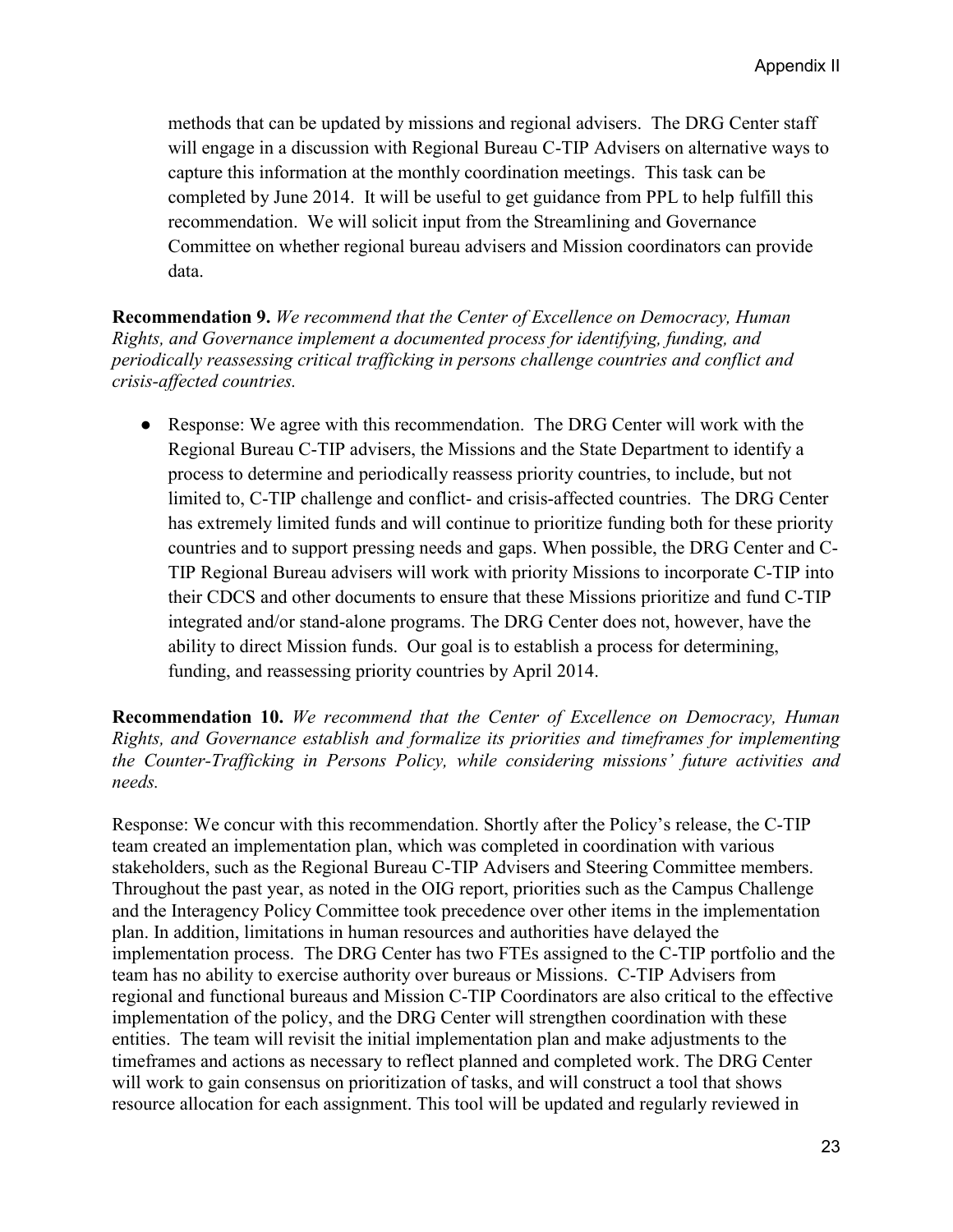methods that can be updated by missions and regional advisers. The DRG Center staff will engage in a discussion with Regional Bureau C-TIP Advisers on alternative ways to capture this information at the monthly coordination meetings. This task can be completed by June 2014. It will be useful to get guidance from PPL to help fulfill this recommendation. We will solicit input from the Streamlining and Governance Committee on whether regional bureau advisers and Mission coordinators can provide data.

**Recommendation 9.** *We recommend that the Center of Excellence on Democracy, Human Rights, and Governance implement a documented process for identifying, funding, and periodically reassessing critical trafficking in persons challenge countries and conflict and crisis-affected countries.*

- Response: We agree with this recommendation. The DRG Center will work with the Regional Bureau C-TIP advisers, the Missions and the State Department to identify a process to determine and periodically reassess priority countries, to include, but not limited to, C-TIP challenge and conflict- and crisis-affected countries. The DRG Center has extremely limited funds and will continue to prioritize funding both for these priority countries and to support pressing needs and gaps. When possible, the DRG Center and C-TIP Regional Bureau advisers will work with priority Missions to incorporate C-TIP into their CDCS and other documents to ensure that these Missions prioritize and fund C-TIP integrated and/or stand-alone programs. The DRG Center does not, however, have the ability to direct Mission funds. Our goal is to establish a process for determining, funding, and reassessing priority countries by April 2014.

**Recommendation 10.** *We recommend that the Center of Excellence on Democracy, Human Rights, and Governance establish and formalize its priorities and timeframes for implementing the Counter-Trafficking in Persons Policy, while considering missions' future activities and needs.*

Response: We concur with this recommendation. Shortly after the Policy's release, the C-TIP team created an implementation plan, which was completed in coordination with various stakeholders, such as the Regional Bureau C-TIP Advisers and Steering Committee members. Throughout the past year, as noted in the OIG report, priorities such as the Campus Challenge and the Interagency Policy Committee took precedence over other items in the implementation plan. In addition, limitations in human resources and authorities have delayed the implementation process. The DRG Center has two FTEs assigned to the C-TIP portfolio and the team has no ability to exercise authority over bureaus or Missions. C-TIP Advisers from regional and functional bureaus and Mission C-TIP Coordinators are also critical to the effective implementation of the policy, and the DRG Center will strengthen coordination with these entities. The team will revisit the initial implementation plan and make adjustments to the timeframes and actions as necessary to reflect planned and completed work. The DRG Center will work to gain consensus on prioritization of tasks, and will construct a tool that shows resource allocation for each assignment. This tool will be updated and regularly reviewed in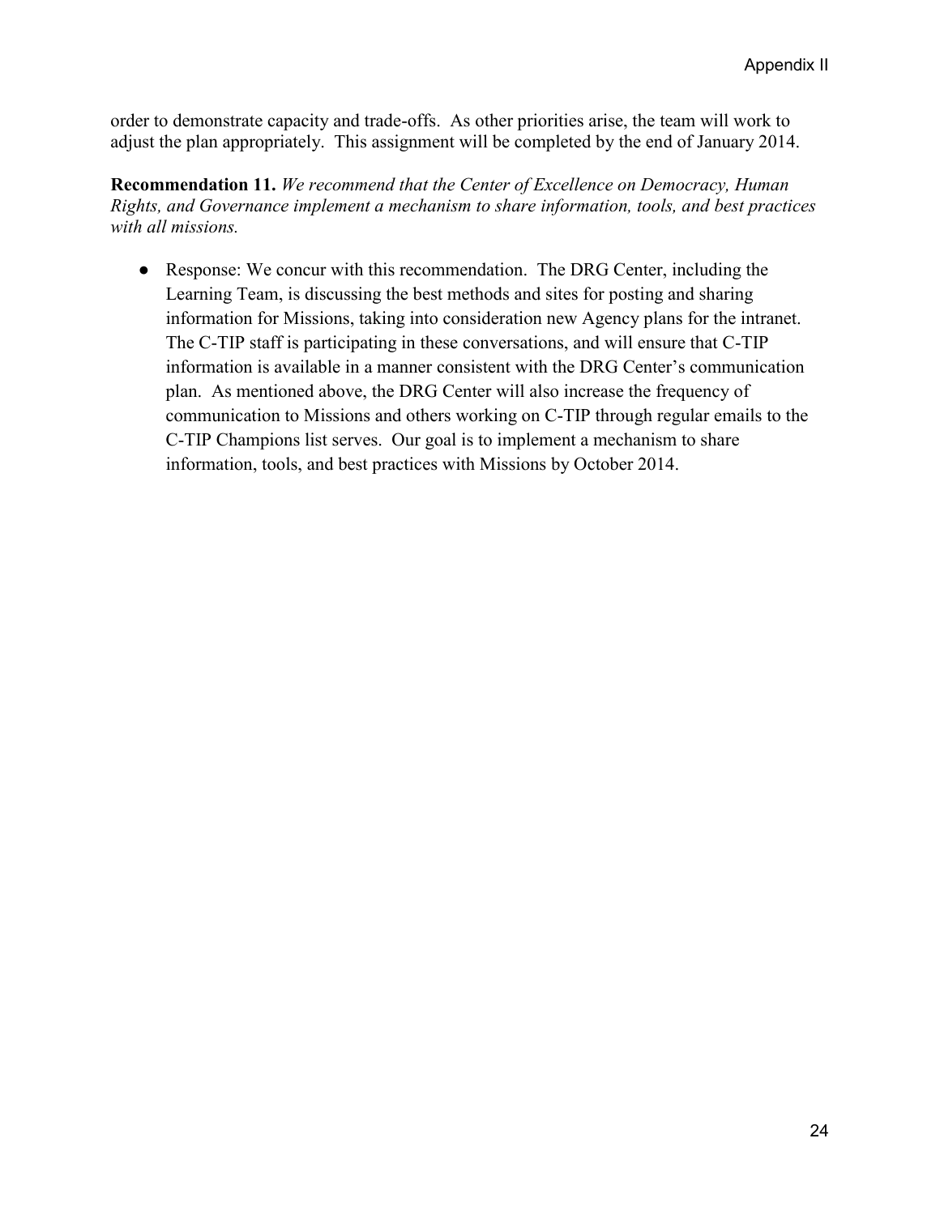order to demonstrate capacity and trade-offs. As other priorities arise, the team will work to adjust the plan appropriately. This assignment will be completed by the end of January 2014.

**Recommendation 11.** *We recommend that the Center of Excellence on Democracy, Human Rights, and Governance implement a mechanism to share information, tools, and best practices with all missions.*

- Response: We concur with this recommendation. The DRG Center, including the Learning Team, is discussing the best methods and sites for posting and sharing information for Missions, taking into consideration new Agency plans for the intranet. The C-TIP staff is participating in these conversations, and will ensure that C-TIP information is available in a manner consistent with the DRG Center's communication plan. As mentioned above, the DRG Center will also increase the frequency of communication to Missions and others working on C-TIP through regular emails to the C-TIP Champions list serves. Our goal is to implement a mechanism to share information, tools, and best practices with Missions by October 2014.